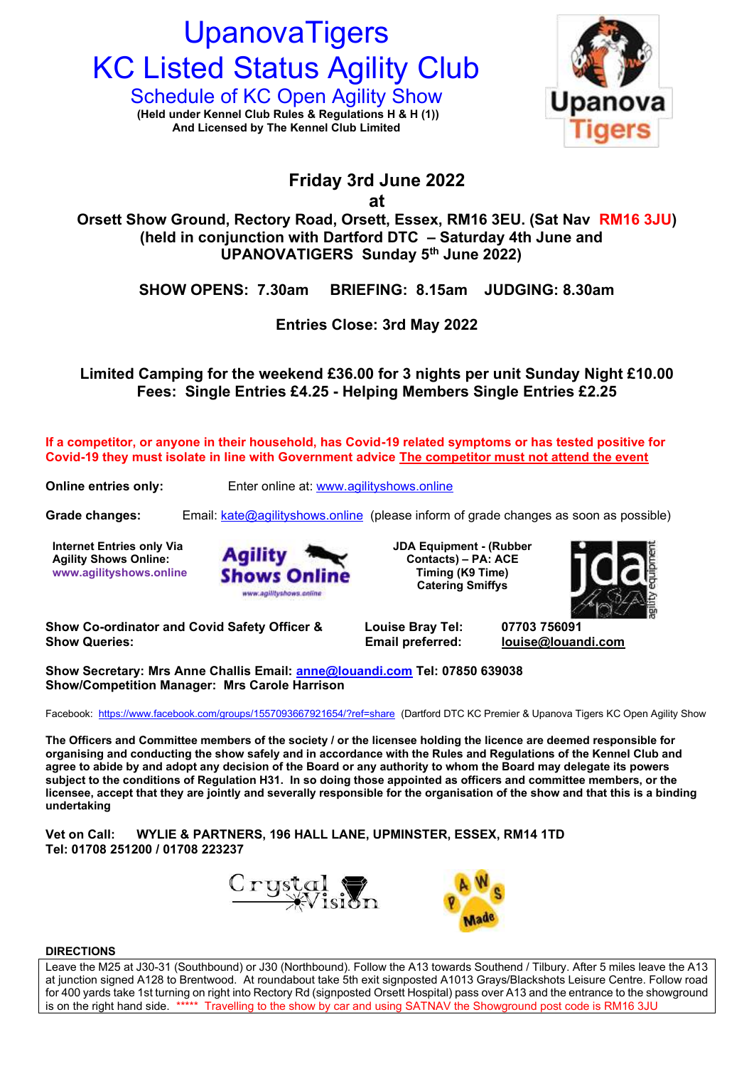# UpanovaTigers
# KC Listed Status Agility Club

## Schedule of KC Open Agility Show

**(Held under Kennel Club Rules & Regulations H & H (1))**
**And Licensed by The Kennel Club Limited**

**Friday 3rd June 2022**
**at**
**Orsett Show Ground, Rectory Road, Orsett, Essex, RM16 3EU. (Sat Nav RM16 3JU)**
**(held in conjunction with Dartford DTC – Saturday 4th June and UPANOVATIGERS Sunday 5th June 2022)**

**SHOW OPENS: 7.30am BRIEFING: 8.15am JUDGING: 8.30am**

**Entries Close: 3rd May 2022**

**Limited Camping for the weekend £36.00 for 3 nights per unit Sunday Night £10.00**
**Fees: Single Entries £4.25 - Helping Members Single Entries £2.25**

**If a competitor, or anyone in their household, has Covid-19 related symptoms or has tested positive for Covid-19 they must isolate in line with Government advice The competitor must not attend the event**

**Online entries only:** Enter online at: www.agilityshows.online

**Grade changes:** Email: kate@agilityshows.online (please inform of grade changes as soon as possible)

**Internet Entries only Via Agility Shows Online: www.agilityshows.online**

Agility Shows Online www.agilityshows.online

**JDA Equipment - (Rubber Contacts) – PA: ACE Timing (K9 Time) Catering Smiffys**

jda agility equipment

**Show Co-ordinator and Covid Safety Officer & Show Queries:** **Louise Bray Tel: 07703 756091**
**Email preferred: louise@louandi.com**

**Show Secretary: Mrs Anne Challis Email: anne@louandi.com Tel: 07850 639038**
**Show/Competition Manager: Mrs Carole Harrison**

Facebook: https://www.facebook.com/groups/1557093667921654/?ref=share (Dartford DTC KC Premier & Upanova Tigers KC Open Agility Show

**The Officers and Committee members of the society / or the licensee holding the licence are deemed responsible for organising and conducting the show safely and in accordance with the Rules and Regulations of the Kennel Club and agree to abide by and adopt any decision of the Board or any authority to whom the Board may delegate its powers subject to the conditions of Regulation H31. In so doing those appointed as officers and committee members, or the licensee, accept that they are jointly and severally responsible for the organisation of the show and that this is a binding undertaking**

**Vet on Call: WYLIE & PARTNERS, 196 HALL LANE, UPMINSTER, ESSEX, RM14 1TD**
**Tel: 01708 251200 / 01708 223237**

Crystal Vision

PAWS Made

**DIRECTIONS**

Leave the M25 at J30-31 (Southbound) or J30 (Northbound). Follow the A13 towards Southend / Tilbury. After 5 miles leave the A13 at junction signed A128 to Brentwood. At roundabout take 5th exit signposted A1013 Grays/Blackshots Leisure Centre. Follow road for 400 yards take 1st turning on right into Rectory Rd (signposted Orsett Hospital) pass over A13 and the entrance to the showground is on the right hand side. ***** Travelling to the show by car and using SATNAV the Showground post code is RM16 3JU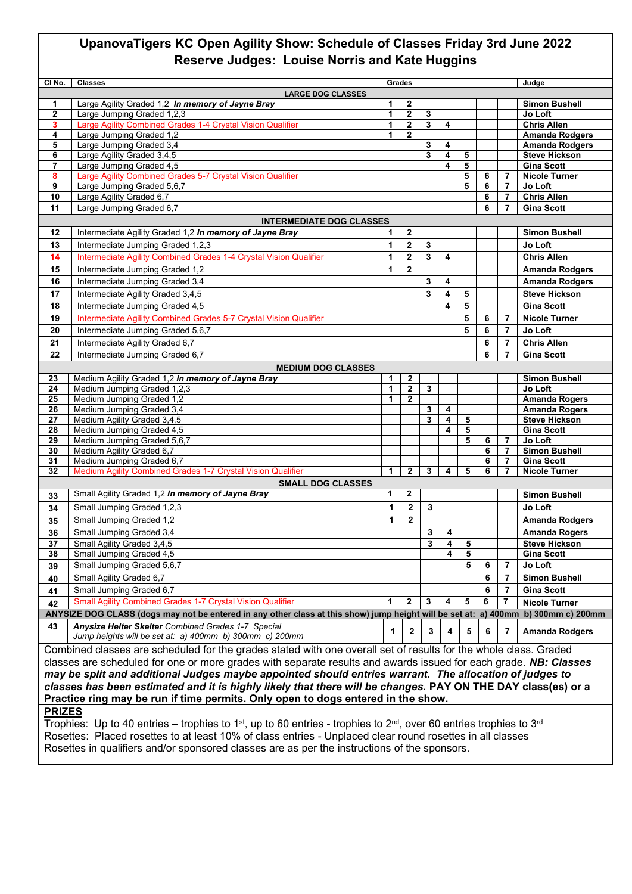# UpanovaTigers KC Open Agility Show: Schedule of Classes Friday 3rd June 2022

## Reserve Judges: Louise Norris and Kate Huggins

| Cl No. | Classes | Grades | | | | | | | Judge |
|---|---|---|---|---|---|---|---|---|---|
| | **LARGE DOG CLASSES** | | | | | | | | |
| 1 | Large Agility Graded 1,2 ***In memory of Jayne Bray*** | 1 | 2 | | | | | | Simon Bushell |
| 2 | Large Jumping Graded 1,2,3 | 1 | 2 | 3 | | | | | Jo Loft |
| 3 | Large Agility Combined Grades 1-4 Crystal Vision Qualifier | 1 | 2 | 3 | 4 | | | | Chris Allen |
| 4 | Large Jumping Graded 1,2 | 1 | 2 | | | | | | Amanda Rodgers |
| 5 | Large Jumping Graded 3,4 | | | 3 | 4 | | | | Amanda Rodgers |
| 6 | Large Agility Graded 3,4,5 | | | 3 | 4 | 5 | | | Steve Hickson |
| 7 | Large Jumping Graded 4,5 | | | | 4 | 5 | | | Gina Scott |
| 8 | Large Agility Combined Grades 5-7 Crystal Vision Qualifier | | | | | 5 | 6 | 7 | Nicole Turner |
| 9 | Large Jumping Graded 5,6,7 | | | | | 5 | 6 | 7 | Jo Loft |
| 10 | Large Agility Graded 6,7 | | | | | | 6 | 7 | Chris Allen |
| 11 | Large Jumping Graded 6,7 | | | | | | 6 | 7 | Gina Scott |
| | **INTERMEDIATE DOG CLASSES** | | | | | | | | |
| 12 | Intermediate Agility Graded 1,2 ***In memory of Jayne Bray*** | 1 | 2 | | | | | | Simon Bushell |
| 13 | Intermediate Jumping Graded 1,2,3 | 1 | 2 | 3 | | | | | Jo Loft |
| 14 | Intermediate Agility Combined Grades 1-4 Crystal Vision Qualifier | 1 | 2 | 3 | 4 | | | | Chris Allen |
| 15 | Intermediate Jumping Graded 1,2 | 1 | 2 | | | | | | Amanda Rodgers |
| 16 | Intermediate Jumping Graded 3,4 | | | 3 | 4 | | | | Amanda Rodgers |
| 17 | Intermediate Agility Graded 3,4,5 | | | 3 | 4 | 5 | | | Steve Hickson |
| 18 | Intermediate Jumping Graded 4,5 | | | | 4 | 5 | | | Gina Scott |
| 19 | Intermediate Agility Combined Grades 5-7 Crystal Vision Qualifier | | | | | 5 | 6 | 7 | Nicole Turner |
| 20 | Intermediate Jumping Graded 5,6,7 | | | | | 5 | 6 | 7 | Jo Loft |
| 21 | Intermediate Agility Graded 6,7 | | | | | | 6 | 7 | Chris Allen |
| 22 | Intermediate Jumping Graded 6,7 | | | | | | 6 | 7 | Gina Scott |
| | **MEDIUM DOG CLASSES** | | | | | | | | |
| 23 | Medium Agility Graded 1,2 ***In memory of Jayne Bray*** | 1 | 2 | | | | | | Simon Bushell |
| 24 | Medium Jumping Graded 1,2,3 | 1 | 2 | 3 | | | | | Jo Loft |
| 25 | Medium Jumping Graded 1,2 | 1 | 2 | | | | | | Amanda Rogers |
| 26 | Medium Jumping Graded 3,4 | | | 3 | 4 | | | | Amanda Rogers |
| 27 | Medium Agility Graded 3,4,5 | | | 3 | 4 | 5 | | | Steve Hickson |
| 28 | Medium Jumping Graded 4,5 | | | | 4 | 5 | | | Gina Scott |
| 29 | Medium Jumping Graded 5,6,7 | | | | | 5 | 6 | 7 | Jo Loft |
| 30 | Medium Agility Graded 6,7 | | | | | | 6 | 7 | Simon Bushell |
| 31 | Medium Jumping Graded 6,7 | | | | | | 6 | 7 | Gina Scott |
| 32 | Medium Agility Combined Grades 1-7 Crystal Vision Qualifier | 1 | 2 | 3 | 4 | 5 | 6 | 7 | Nicole Turner |
| | **SMALL DOG CLASSES** | | | | | | | | |
| 33 | Small Agility Graded 1,2 ***In memory of Jayne Bray*** | 1 | 2 | | | | | | Simon Bushell |
| 34 | Small Jumping Graded 1,2,3 | 1 | 2 | 3 | | | | | Jo Loft |
| 35 | Small Jumping Graded 1,2 | 1 | 2 | | | | | | Amanda Rodgers |
| 36 | Small Jumping Graded 3,4 | | | 3 | 4 | | | | Amanda Rogers |
| 37 | Small Agility Graded 3,4,5 | | | 3 | 4 | 5 | | | Steve Hickson |
| 38 | Small Jumping Graded 4,5 | | | | 4 | 5 | | | Gina Scott |
| 39 | Small Jumping Graded 5,6,7 | | | | | 5 | 6 | 7 | Jo Loft |
| 40 | Small Agility Graded 6,7 | | | | | | 6 | 7 | Simon Bushell |
| 41 | Small Jumping Graded 6,7 | | | | | | 6 | 7 | Gina Scott |
| 42 | Small Agility Combined Grades 1-7 Crystal Vision Qualifier | 1 | 2 | 3 | 4 | 5 | 6 | 7 | Nicole Turner |
| | **ANYSIZE DOG CLASS (dogs may not be entered in any other class at this show) jump height will be set at: a) 400mm b) 300mm c) 200mm** | | | | | | | | |
| 43 | ***Anysize Helter Skelter*** *Combined Grades 1-7 Special Jump heights will be set at: a) 400mm b) 300mm c) 200mm* | 1 | 2 | 3 | 4 | 5 | 6 | 7 | Amanda Rodgers |

Combined classes are scheduled for the grades stated with one overall set of results for the whole class. Graded classes are scheduled for one or more grades with separate results and awards issued for each grade. ***NB: Classes may be split and additional Judges maybe appointed should entries warrant. The allocation of judges to classes has been estimated and it is highly likely that there will be changes.*** **PAY ON THE DAY class(es) or a Practice ring may be run if time permits. Only open to dogs entered in the show.**

**PRIZES**

Trophies: Up to 40 entries – trophies to 1st, up to 60 entries - trophies to 2nd, over 60 entries trophies to 3rd

Rosettes: Placed rosettes to at least 10% of class entries - Unplaced clear round rosettes in all classes

Rosettes in qualifiers and/or sponsored classes are as per the instructions of the sponsors.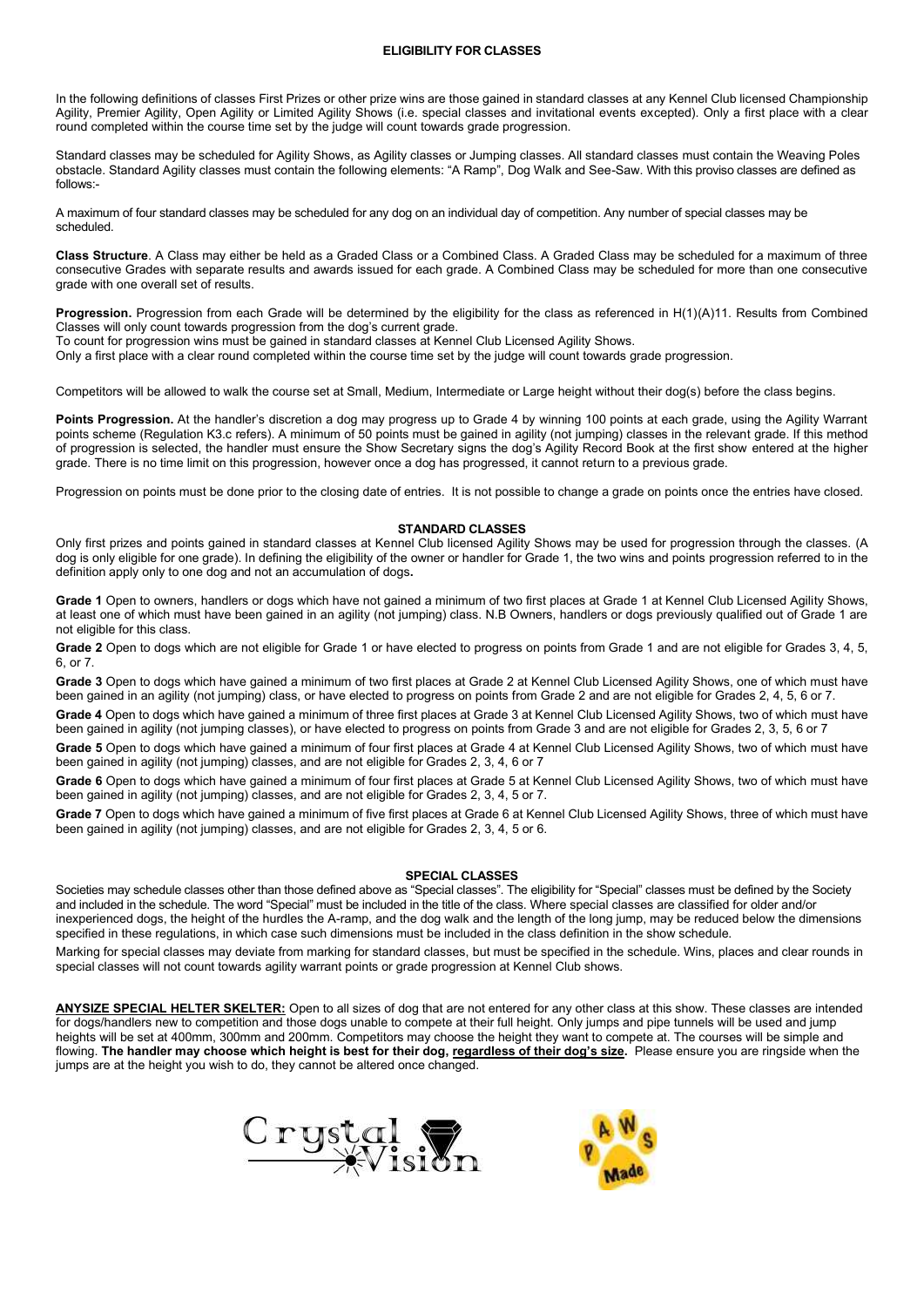## ELIGIBILITY FOR CLASSES

In the following definitions of classes First Prizes or other prize wins are those gained in standard classes at any Kennel Club licensed Championship Agility, Premier Agility, Open Agility or Limited Agility Shows (i.e. special classes and invitational events excepted). Only a first place with a clear round completed within the course time set by the judge will count towards grade progression.

Standard classes may be scheduled for Agility Shows, as Agility classes or Jumping classes. All standard classes must contain the Weaving Poles obstacle. Standard Agility classes must contain the following elements: "A Ramp", Dog Walk and See-Saw. With this proviso classes are defined as follows:-

A maximum of four standard classes may be scheduled for any dog on an individual day of competition. Any number of special classes may be scheduled.

**Class Structure**. A Class may either be held as a Graded Class or a Combined Class. A Graded Class may be scheduled for a maximum of three consecutive Grades with separate results and awards issued for each grade. A Combined Class may be scheduled for more than one consecutive grade with one overall set of results.

**Progression.** Progression from each Grade will be determined by the eligibility for the class as referenced in H(1)(A)11. Results from Combined Classes will only count towards progression from the dog's current grade.
To count for progression wins must be gained in standard classes at Kennel Club Licensed Agility Shows.
Only a first place with a clear round completed within the course time set by the judge will count towards grade progression.

Competitors will be allowed to walk the course set at Small, Medium, Intermediate or Large height without their dog(s) before the class begins.

**Points Progression.** At the handler's discretion a dog may progress up to Grade 4 by winning 100 points at each grade, using the Agility Warrant points scheme (Regulation K3.c refers). A minimum of 50 points must be gained in agility (not jumping) classes in the relevant grade. If this method of progression is selected, the handler must ensure the Show Secretary signs the dog's Agility Record Book at the first show entered at the higher grade. There is no time limit on this progression, however once a dog has progressed, it cannot return to a previous grade.

Progression on points must be done prior to the closing date of entries. It is not possible to change a grade on points once the entries have closed.

## STANDARD CLASSES

Only first prizes and points gained in standard classes at Kennel Club licensed Agility Shows may be used for progression through the classes. (A dog is only eligible for one grade). In defining the eligibility of the owner or handler for Grade 1, the two wins and points progression referred to in the definition apply only to one dog and not an accumulation of dogs**.**

**Grade 1** Open to owners, handlers or dogs which have not gained a minimum of two first places at Grade 1 at Kennel Club Licensed Agility Shows, at least one of which must have been gained in an agility (not jumping) class. N.B Owners, handlers or dogs previously qualified out of Grade 1 are not eligible for this class.

**Grade 2** Open to dogs which are not eligible for Grade 1 or have elected to progress on points from Grade 1 and are not eligible for Grades 3, 4, 5, 6, or 7.

**Grade 3** Open to dogs which have gained a minimum of two first places at Grade 2 at Kennel Club Licensed Agility Shows, one of which must have been gained in an agility (not jumping) class, or have elected to progress on points from Grade 2 and are not eligible for Grades 2, 4, 5, 6 or 7.

**Grade 4** Open to dogs which have gained a minimum of three first places at Grade 3 at Kennel Club Licensed Agility Shows, two of which must have been gained in agility (not jumping classes), or have elected to progress on points from Grade 3 and are not eligible for Grades 2, 3, 5, 6 or 7

**Grade 5** Open to dogs which have gained a minimum of four first places at Grade 4 at Kennel Club Licensed Agility Shows, two of which must have been gained in agility (not jumping) classes, and are not eligible for Grades 2, 3, 4, 6 or 7

**Grade 6** Open to dogs which have gained a minimum of four first places at Grade 5 at Kennel Club Licensed Agility Shows, two of which must have been gained in agility (not jumping) classes, and are not eligible for Grades 2, 3, 4, 5 or 7.

**Grade 7** Open to dogs which have gained a minimum of five first places at Grade 6 at Kennel Club Licensed Agility Shows, three of which must have been gained in agility (not jumping) classes, and are not eligible for Grades 2, 3, 4, 5 or 6.

## SPECIAL CLASSES

Societies may schedule classes other than those defined above as "Special classes". The eligibility for "Special" classes must be defined by the Society and included in the schedule. The word "Special" must be included in the title of the class. Where special classes are classified for older and/or inexperienced dogs, the height of the hurdles the A-ramp, and the dog walk and the length of the long jump, may be reduced below the dimensions specified in these regulations, in which case such dimensions must be included in the class definition in the show schedule.

Marking for special classes may deviate from marking for standard classes, but must be specified in the schedule. Wins, places and clear rounds in special classes will not count towards agility warrant points or grade progression at Kennel Club shows.

**ANYSIZE SPECIAL HELTER SKELTER:** Open to all sizes of dog that are not entered for any other class at this show. These classes are intended for dogs/handlers new to competition and those dogs unable to compete at their full height. Only jumps and pipe tunnels will be used and jump heights will be set at 400mm, 300mm and 200mm. Competitors may choose the height they want to compete at. The courses will be simple and flowing. **The handler may choose which height is best for their dog, regardless of their dog's size.** Please ensure you are ringside when the jumps are at the height you wish to do, they cannot be altered once changed.

Crystal Vision

PAWS Made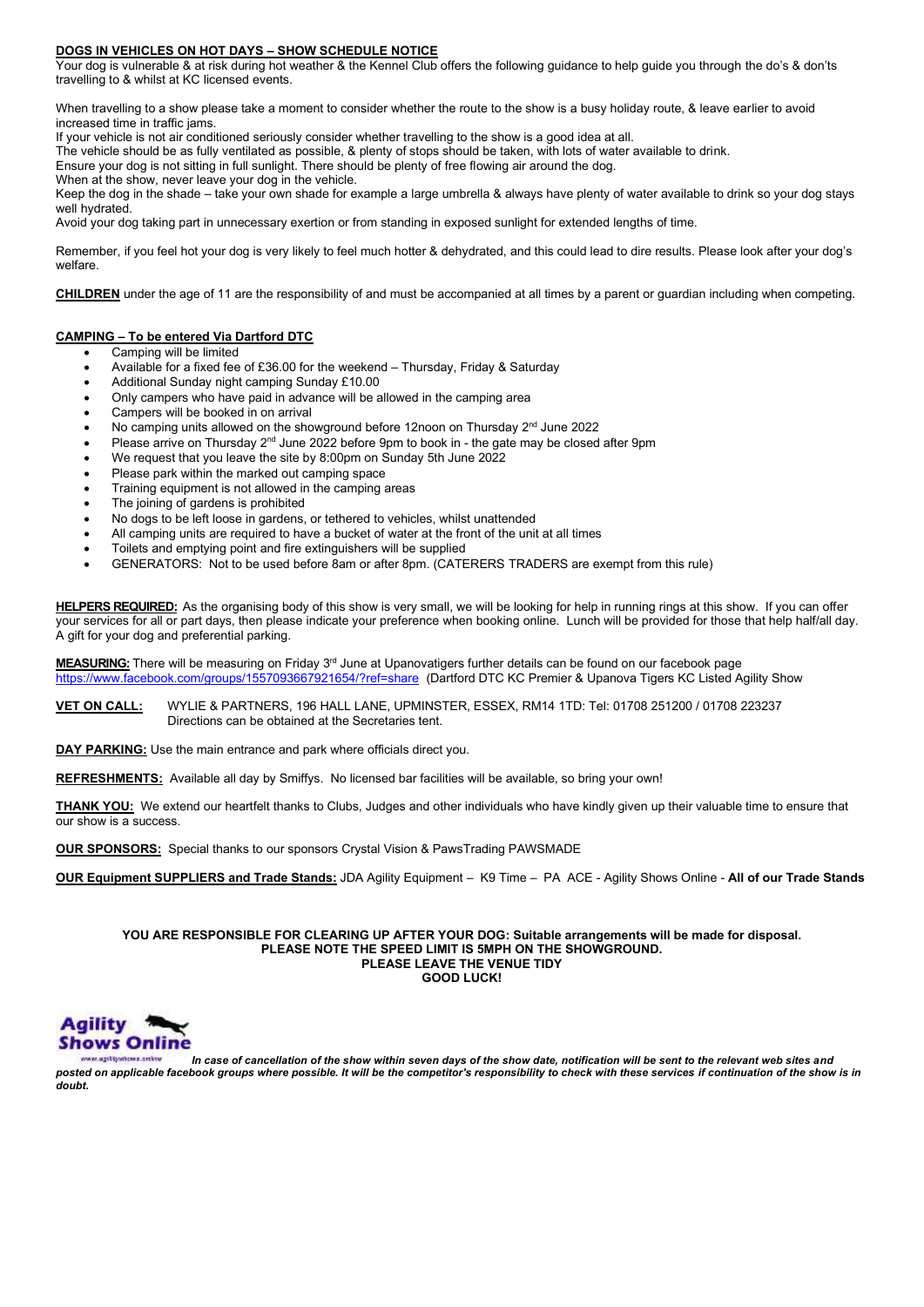**DOGS IN VEHICLES ON HOT DAYS – SHOW SCHEDULE NOTICE**

Your dog is vulnerable & at risk during hot weather & the Kennel Club offers the following guidance to help guide you through the do's & don'ts travelling to & whilst at KC licensed events.

When travelling to a show please take a moment to consider whether the route to the show is a busy holiday route, & leave earlier to avoid increased time in traffic jams.
If your vehicle is not air conditioned seriously consider whether travelling to the show is a good idea at all.
The vehicle should be as fully ventilated as possible, & plenty of stops should be taken, with lots of water available to drink.
Ensure your dog is not sitting in full sunlight. There should be plenty of free flowing air around the dog.
When at the show, never leave your dog in the vehicle.
Keep the dog in the shade – take your own shade for example a large umbrella & always have plenty of water available to drink so your dog stays well hydrated.
Avoid your dog taking part in unnecessary exertion or from standing in exposed sunlight for extended lengths of time.

Remember, if you feel hot your dog is very likely to feel much hotter & dehydrated, and this could lead to dire results. Please look after your dog's welfare.

**CHILDREN** under the age of 11 are the responsibility of and must be accompanied at all times by a parent or guardian including when competing.

**CAMPING – To be entered Via Dartford DTC**

- Camping will be limited
- Available for a fixed fee of £36.00 for the weekend – Thursday, Friday & Saturday
- Additional Sunday night camping Sunday £10.00
- Only campers who have paid in advance will be allowed in the camping area
- Campers will be booked in on arrival
- No camping units allowed on the showground before 12noon on Thursday 2nd June 2022
- Please arrive on Thursday 2nd June 2022 before 9pm to book in - the gate may be closed after 9pm
- We request that you leave the site by 8:00pm on Sunday 5th June 2022
- Please park within the marked out camping space
- Training equipment is not allowed in the camping areas
- The joining of gardens is prohibited
- No dogs to be left loose in gardens, or tethered to vehicles, whilst unattended
- All camping units are required to have a bucket of water at the front of the unit at all times
- Toilets and emptying point and fire extinguishers will be supplied
- GENERATORS: Not to be used before 8am or after 8pm. (CATERERS TRADERS are exempt from this rule)

**HELPERS REQUIRED:** As the organising body of this show is very small, we will be looking for help in running rings at this show. If you can offer your services for all or part days, then please indicate your preference when booking online. Lunch will be provided for those that help half/all day. A gift for your dog and preferential parking.

**MEASURING:** There will be measuring on Friday 3rd June at Upanovatigers further details can be found on our facebook page https://www.facebook.com/groups/1557093667921654/?ref=share (Dartford DTC KC Premier & Upanova Tigers KC Listed Agility Show

**VET ON CALL:** WYLIE & PARTNERS, 196 HALL LANE, UPMINSTER, ESSEX, RM14 1TD: Tel: 01708 251200 / 01708 223237
Directions can be obtained at the Secretaries tent.

**DAY PARKING:** Use the main entrance and park where officials direct you.

**REFRESHMENTS:** Available all day by Smiffys. No licensed bar facilities will be available, so bring your own!

**THANK YOU:** We extend our heartfelt thanks to Clubs, Judges and other individuals who have kindly given up their valuable time to ensure that our show is a success.

**OUR SPONSORS:** Special thanks to our sponsors Crystal Vision & PawsTrading PAWSMADE

**OUR Equipment SUPPLIERS and Trade Stands:** JDA Agility Equipment – K9 Time – PA ACE - Agility Shows Online - **All of our Trade Stands**

**YOU ARE RESPONSIBLE FOR CLEARING UP AFTER YOUR DOG: Suitable arrangements will be made for disposal.**
**PLEASE NOTE THE SPEED LIMIT IS 5MPH ON THE SHOWGROUND.**
**PLEASE LEAVE THE VENUE TIDY**
**GOOD LUCK!**

Agility Shows Online
www.agilityshows.online

***In case of cancellation of the show within seven days of the show date, notification will be sent to the relevant web sites and posted on applicable facebook groups where possible. It will be the competitor's responsibility to check with these services if continuation of the show is in doubt.***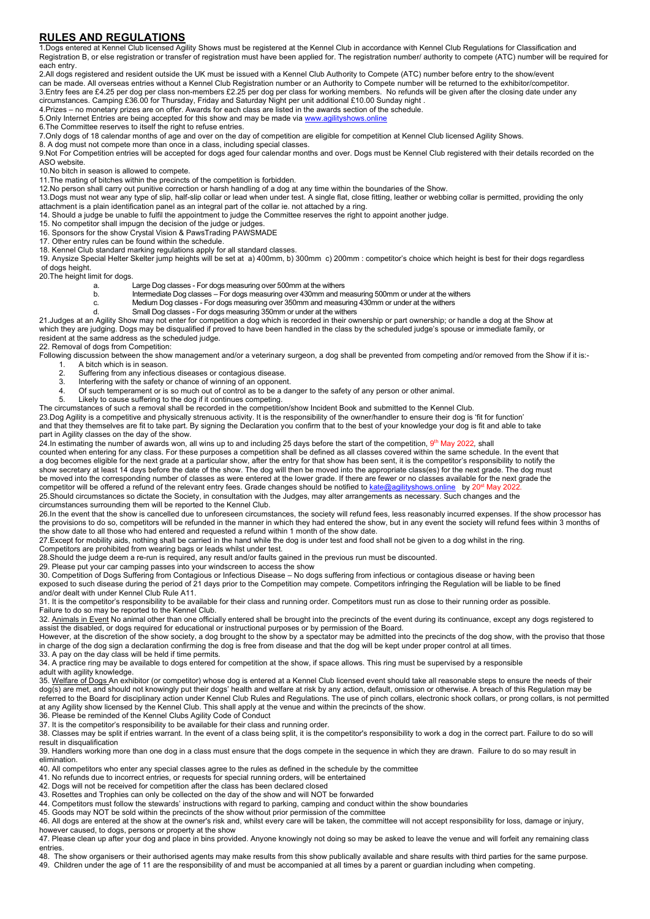## RULES AND REGULATIONS

1.Dogs entered at Kennel Club licensed Agility Shows must be registered at the Kennel Club in accordance with Kennel Club Regulations for Classification and Registration B, or else registration or transfer of registration must have been applied for. The registration number/ authority to compete (ATC) number will be required for each entry.

2.All dogs registered and resident outside the UK must be issued with a Kennel Club Authority to Compete (ATC) number before entry to the show/event can be made. All overseas entries without a Kennel Club Registration number or an Authority to Compete number will be returned to the exhibitor/competitor.

3.Entry fees are £4.25 per dog per class non-members £2.25 per dog per class for working members. No refunds will be given after the closing date under any circumstances. Camping £36.00 for Thursday, Friday and Saturday Night per unit additional £10.00 Sunday night .

4.Prizes – no monetary prizes are on offer. Awards for each class are listed in the awards section of the schedule.

5.Only Internet Entries are being accepted for this show and may be made via www.agilityshows.online

6.The Committee reserves to itself the right to refuse entries.

7.Only dogs of 18 calendar months of age and over on the day of competition are eligible for competition at Kennel Club licensed Agility Shows.

8. A dog must not compete more than once in a class, including special classes.

9.Not For Competition entries will be accepted for dogs aged four calendar months and over. Dogs must be Kennel Club registered with their details recorded on the ASO website.

10.No bitch in season is allowed to compete.

11.The mating of bitches within the precincts of the competition is forbidden.

12.No person shall carry out punitive correction or harsh handling of a dog at any time within the boundaries of the Show.

13.Dogs must not wear any type of slip, half-slip collar or lead when under test. A single flat, close fitting, leather or webbing collar is permitted, providing the only attachment is a plain identification panel as an integral part of the collar ie. not attached by a ring.

14. Should a judge be unable to fulfil the appointment to judge the Committee reserves the right to appoint another judge.

15. No competitor shall impugn the decision of the judge or judges.

16. Sponsors for the show Crystal Vision & PawsTrading PAWSMADE

17. Other entry rules can be found within the schedule.

18. Kennel Club standard marking regulations apply for all standard classes.

19. Anysize Special Helter Skelter jump heights will be set at a) 400mm, b) 300mm c) 200mm : competitor's choice which height is best for their dogs regardless of dogs height.

20.The height limit for dogs.

a. Large Dog classes - For dogs measuring over 500mm at the withers
b. Intermediate Dog classes – For dogs measuring over 430mm and measuring 500mm or under at the withers
c. Medium Dog classes - For dogs measuring over 350mm and measuring 430mm or under at the withers
d. Small Dog classes - For dogs measuring 350mm or under at the withers

21.Judges at an Agility Show may not enter for competition a dog which is recorded in their ownership or part ownership; or handle a dog at the Show at which they are judging. Dogs may be disqualified if proved to have been handled in the class by the scheduled judge's spouse or immediate family, or resident at the same address as the scheduled judge.

22. Removal of dogs from Competition:

Following discussion between the show management and/or a veterinary surgeon, a dog shall be prevented from competing and/or removed from the Show if it is:-

1. A bitch which is in season.
2. Suffering from any infectious diseases or contagious disease.
3. Interfering with the safety or chance of winning of an opponent.
4. Of such temperament or is so much out of control as to be a danger to the safety of any person or other animal.
5. Likely to cause suffering to the dog if it continues competing.

The circumstances of such a removal shall be recorded in the competition/show Incident Book and submitted to the Kennel Club.

23.Dog Agility is a competitive and physically strenuous activity. It is the responsibility of the owner/handler to ensure their dog is 'fit for function' and that they themselves are fit to take part. By signing the Declaration you confirm that to the best of your knowledge your dog is fit and able to take part in Agility classes on the day of the show.

24.In estimating the number of awards won, all wins up to and including 25 days before the start of the competition, 9th May 2022, shall counted when entering for any class. For these purposes a competition shall be defined as all classes covered within the same schedule. In the event that a dog becomes eligible for the next grade at a particular show, after the entry for that show has been sent, it is the competitor's responsibility to notify the show secretary at least 14 days before the date of the show. The dog will then be moved into the appropriate class(es) for the next grade. The dog must be moved into the corresponding number of classes as were entered at the lower grade. If there are fewer or no classes available for the next grade the competitor will be offered a refund of the relevant entry fees. Grade changes should be notified to kate@agilityshows.online by 20st May 2022.

25.Should circumstances so dictate the Society, in consultation with the Judges, may alter arrangements as necessary. Such changes and the circumstances surrounding them will be reported to the Kennel Club.

26.In the event that the show is cancelled due to unforeseen circumstances, the society will refund fees, less reasonably incurred expenses. If the show processor has the provisions to do so, competitors will be refunded in the manner in which they had entered the show, but in any event the society will refund fees within 3 months of the show date to all those who had entered and requested a refund within 1 month of the show date.

27.Except for mobility aids, nothing shall be carried in the hand while the dog is under test and food shall not be given to a dog whilst in the ring. Competitors are prohibited from wearing bags or leads whilst under test.

28.Should the judge deem a re-run is required, any result and/or faults gained in the previous run must be discounted.

29. Please put your car camping passes into your windscreen to access the show

30. Competition of Dogs Suffering from Contagious or Infectious Disease – No dogs suffering from infectious or contagious disease or having been exposed to such disease during the period of 21 days prior to the Competition may compete. Competitors infringing the Regulation will be liable to be fined and/or dealt with under Kennel Club Rule A11.

31. It is the competitor's responsibility to be available for their class and running order. Competitors must run as close to their running order as possible. Failure to do so may be reported to the Kennel Club.

32. Animals in Event No animal other than one officially entered shall be brought into the precincts of the event during its continuance, except any dogs registered to assist the disabled, or dogs required for educational or instructional purposes or by permission of the Board.
However, at the discretion of the show society, a dog brought to the show by a spectator may be admitted into the precincts of the dog show, with the proviso that those in charge of the dog sign a declaration confirming the dog is free from disease and that the dog will be kept under proper control at all times.

33. A pay on the day class will be held if time permits.

34. A practice ring may be available to dogs entered for competition at the show, if space allows. This ring must be supervised by a responsible adult with agility knowledge.

35. Welfare of Dogs An exhibitor (or competitor) whose dog is entered at a Kennel Club licensed event should take all reasonable steps to ensure the needs of their dog(s) are met, and should not knowingly put their dogs' health and welfare at risk by any action, default, omission or otherwise. A breach of this Regulation may be referred to the Board for disciplinary action under Kennel Club Rules and Regulations. The use of pinch collars, electronic shock collars, or prong collars, is not permitted at any Agility show licensed by the Kennel Club. This shall apply at the venue and within the precincts of the show.

36. Please be reminded of the Kennel Clubs Agility Code of Conduct

37. It is the competitor's responsibility to be available for their class and running order.

38. Classes may be split if entries warrant. In the event of a class being split, it is the competitor's responsibility to work a dog in the correct part. Failure to do so will result in disqualification

39. Handlers working more than one dog in a class must ensure that the dogs compete in the sequence in which they are drawn. Failure to do so may result in elimination.

40. All competitors who enter any special classes agree to the rules as defined in the schedule by the committee

41. No refunds due to incorrect entries, or requests for special running orders, will be entertained

42. Dogs will not be received for competition after the class has been declared closed

43. Rosettes and Trophies can only be collected on the day of the show and will NOT be forwarded

44. Competitors must follow the stewards' instructions with regard to parking, camping and conduct within the show boundaries

45. Goods may NOT be sold within the precincts of the show without prior permission of the committee

46. All dogs are entered at the show at the owner's risk and, whilst every care will be taken, the committee will not accept responsibility for loss, damage or injury, however caused, to dogs, persons or property at the show

47. Please clean up after your dog and place in bins provided. Anyone knowingly not doing so may be asked to leave the venue and will forfeit any remaining class entries.

48. The show organisers or their authorised agents may make results from this show publically available and share results with third parties for the same purpose.

49. Children under the age of 11 are the responsibility of and must be accompanied at all times by a parent or guardian including when competing.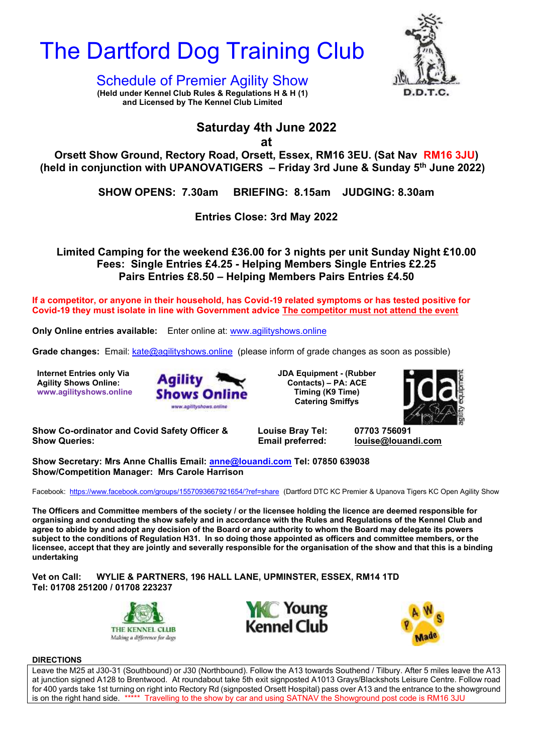# The Dartford Dog Training Club

D.D.T.C.

## Schedule of Premier Agility Show

**(Held under Kennel Club Rules & Regulations H & H (1) and Licensed by The Kennel Club Limited**

**Saturday 4th June 2022**
**at**
**Orsett Show Ground, Rectory Road, Orsett, Essex, RM16 3EU. (Sat Nav RM16 3JU)**
**(held in conjunction with UPANOVATIGERS – Friday 3rd June & Sunday 5th June 2022)**

**SHOW OPENS: 7.30am BRIEFING: 8.15am JUDGING: 8.30am**

**Entries Close: 3rd May 2022**

**Limited Camping for the weekend £36.00 for 3 nights per unit Sunday Night £10.00**
**Fees: Single Entries £4.25 - Helping Members Single Entries £2.25**
**Pairs Entries £8.50 – Helping Members Pairs Entries £4.50**

**If a competitor, or anyone in their household, has Covid-19 related symptoms or has tested positive for Covid-19 they must isolate in line with Government advice The competitor must not attend the event**

**Only Online entries available:** Enter online at: www.agilityshows.online

**Grade changes:** Email: kate@agilityshows.online (please inform of grade changes as soon as possible)

**Internet Entries only Via Agility Shows Online: www.agilityshows.online**

Agility Shows Online
www.agilityshows.online

**JDA Equipment - (Rubber Contacts) – PA: ACE Timing (K9 Time) Catering Smiffys**

jda agility equipment

**Show Co-ordinator and Covid Safety Officer & Show Queries:** **Louise Bray Tel: 07703 756091 Email preferred: louise@louandi.com**

**Show Secretary: Mrs Anne Challis Email: anne@louandi.com Tel: 07850 639038**
**Show/Competition Manager: Mrs Carole Harrison**

Facebook: https://www.facebook.com/groups/1557093667921654/?ref=share (Dartford DTC KC Premier & Upanova Tigers KC Open Agility Show

**The Officers and Committee members of the society / or the licensee holding the licence are deemed responsible for organising and conducting the show safely and in accordance with the Rules and Regulations of the Kennel Club and agree to abide by and adopt any decision of the Board or any authority to whom the Board may delegate its powers subject to the conditions of Regulation H31. In so doing those appointed as officers and committee members, or the licensee, accept that they are jointly and severally responsible for the organisation of the show and that this is a binding undertaking**

**Vet on Call: WYLIE & PARTNERS, 196 HALL LANE, UPMINSTER, ESSEX, RM14 1TD**
**Tel: 01708 251200 / 01708 223237**

THE KENNEL CLUB
*Making a difference for dogs*

YKC Young Kennel Club

PAWS Made

**DIRECTIONS**

Leave the M25 at J30-31 (Southbound) or J30 (Northbound). Follow the A13 towards Southend / Tilbury. After 5 miles leave the A13 at junction signed A128 to Brentwood. At roundabout take 5th exit signposted A1013 Grays/Blackshots Leisure Centre. Follow road for 400 yards take 1st turning on right into Rectory Rd (signposted Orsett Hospital) pass over A13 and the entrance to the showground is on the right hand side. ***** Travelling to the show by car and using SATNAV the Showground post code is RM16 3JU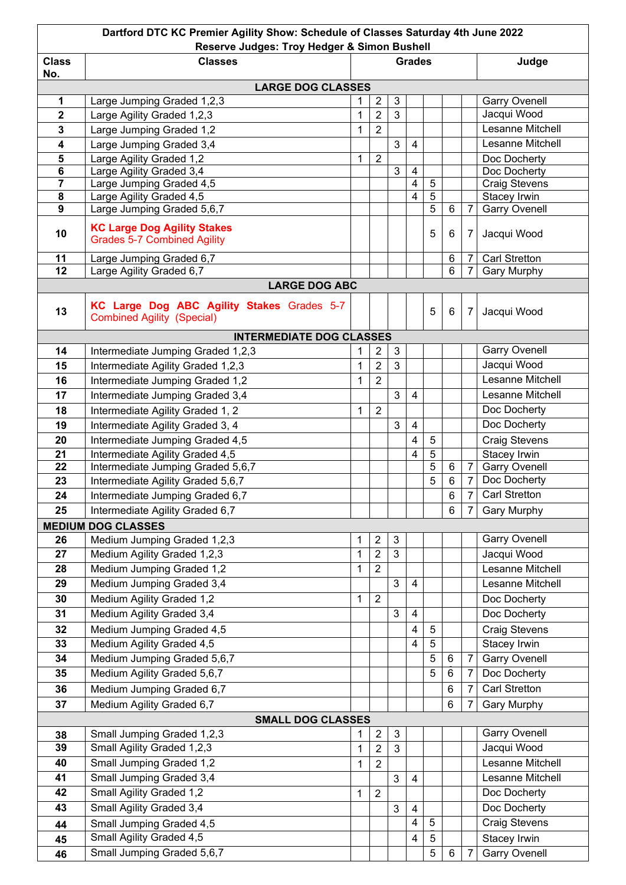| Dartford DTC KC Premier Agility Show: Schedule of Classes Saturday 4th June 2022<br>Reserve Judges: Troy Hedger & Simon Bushell | | | | | | | | | |
|---|---|---|---|---|---|---|---|---|---|
| **Class No.** | **Classes** | **Grades** | | | | | | | **Judge** |
| **LARGE DOG CLASSES** | | | | | | | | | |
| **1** | Large Jumping Graded 1,2,3 | 1 | 2 | 3 | | | | | Garry Ovenell |
| **2** | Large Agility Graded 1,2,3 | 1 | 2 | 3 | | | | | Jacqui Wood |
| **3** | Large Jumping Graded 1,2 | 1 | 2 | | | | | | Lesanne Mitchell |
| **4** | Large Jumping Graded 3,4 | | | 3 | 4 | | | | Lesanne Mitchell |
| **5** | Large Agility Graded 1,2 | 1 | 2 | | | | | | Doc Docherty |
| **6** | Large Agility Graded 3,4 | | | 3 | 4 | | | | Doc Docherty |
| **7** | Large Jumping Graded 4,5 | | | | 4 | 5 | | | Craig Stevens |
| **8** | Large Agility Graded 4,5 | | | | 4 | 5 | | | Stacey Irwin |
| **9** | Large Jumping Graded 5,6,7 | | | | | 5 | 6 | 7 | Garry Ovenell |
| **10** | **KC Large Dog Agility Stakes** Grades 5-7 Combined Agility | | | | | 5 | 6 | 7 | Jacqui Wood |
| **11** | Large Jumping Graded 6,7 | | | | | | 6 | 7 | Carl Stretton |
| **12** | Large Agility Graded 6,7 | | | | | | 6 | 7 | Gary Murphy |
| **LARGE DOG ABC** | | | | | | | | | |
| **13** | **KC Large Dog ABC Agility Stakes** Grades 5-7 Combined Agility (Special) | | | | | 5 | 6 | 7 | Jacqui Wood |
| **INTERMEDIATE DOG CLASSES** | | | | | | | | | |
| **14** | Intermediate Jumping Graded 1,2,3 | 1 | 2 | 3 | | | | | Garry Ovenell |
| **15** | Intermediate Agility Graded 1,2,3 | 1 | 2 | 3 | | | | | Jacqui Wood |
| **16** | Intermediate Jumping Graded 1,2 | 1 | 2 | | | | | | Lesanne Mitchell |
| **17** | Intermediate Jumping Graded 3,4 | | | 3 | 4 | | | | Lesanne Mitchell |
| **18** | Intermediate Agility Graded 1, 2 | 1 | 2 | | | | | | Doc Docherty |
| **19** | Intermediate Agility Graded 3, 4 | | | 3 | 4 | | | | Doc Docherty |
| **20** | Intermediate Jumping Graded 4,5 | | | | 4 | 5 | | | Craig Stevens |
| **21** | Intermediate Agility Graded 4,5 | | | | 4 | 5 | | | Stacey Irwin |
| **22** | Intermediate Jumping Graded 5,6,7 | | | | | 5 | 6 | 7 | Garry Ovenell |
| **23** | Intermediate Agility Graded 5,6,7 | | | | | 5 | 6 | 7 | Doc Docherty |
| **24** | Intermediate Jumping Graded 6,7 | | | | | | 6 | 7 | Carl Stretton |
| **25** | Intermediate Agility Graded 6,7 | | | | | | 6 | 7 | Gary Murphy |
| **MEDIUM DOG CLASSES** | | | | | | | | | |
| **26** | Medium Jumping Graded 1,2,3 | 1 | 2 | 3 | | | | | Garry Ovenell |
| **27** | Medium Agility Graded 1,2,3 | 1 | 2 | 3 | | | | | Jacqui Wood |
| **28** | Medium Jumping Graded 1,2 | 1 | 2 | | | | | | Lesanne Mitchell |
| **29** | Medium Jumping Graded 3,4 | | | 3 | 4 | | | | Lesanne Mitchell |
| **30** | Medium Agility Graded 1,2 | 1 | 2 | | | | | | Doc Docherty |
| **31** | Medium Agility Graded 3,4 | | | 3 | 4 | | | | Doc Docherty |
| **32** | Medium Jumping Graded 4,5 | | | | 4 | 5 | | | Craig Stevens |
| **33** | Medium Agility Graded 4,5 | | | | 4 | 5 | | | Stacey Irwin |
| **34** | Medium Jumping Graded 5,6,7 | | | | | 5 | 6 | 7 | Garry Ovenell |
| **35** | Medium Agility Graded 5,6,7 | | | | | 5 | 6 | 7 | Doc Docherty |
| **36** | Medium Jumping Graded 6,7 | | | | | | 6 | 7 | Carl Stretton |
| **37** | Medium Agility Graded 6,7 | | | | | | 6 | 7 | Gary Murphy |
| **SMALL DOG CLASSES** | | | | | | | | | |
| **38** | Small Jumping Graded 1,2,3 | 1 | 2 | 3 | | | | | Garry Ovenell |
| **39** | Small Agility Graded 1,2,3 | 1 | 2 | 3 | | | | | Jacqui Wood |
| **40** | Small Jumping Graded 1,2 | 1 | 2 | | | | | | Lesanne Mitchell |
| **41** | Small Jumping Graded 3,4 | | | 3 | 4 | | | | Lesanne Mitchell |
| **42** | Small Agility Graded 1,2 | 1 | 2 | | | | | | Doc Docherty |
| **43** | Small Agility Graded 3,4 | | | 3 | 4 | | | | Doc Docherty |
| **44** | Small Jumping Graded 4,5 | | | | 4 | 5 | | | Craig Stevens |
| **45** | Small Agility Graded 4,5 | | | | 4 | 5 | | | Stacey Irwin |
| **46** | Small Jumping Graded 5,6,7 | | | | | 5 | 6 | 7 | Garry Ovenell |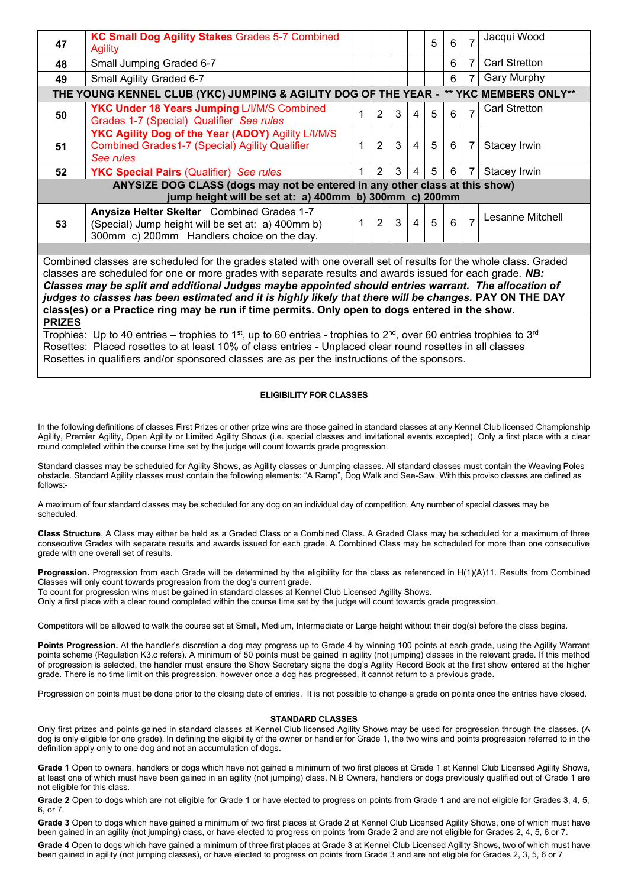| 47 | **KC Small Dog Agility Stakes** Grades 5-7 Combined Agility | | | | | 5 | 6 | 7 | Jacqui Wood |
|---|---|---|---|---|---|---|---|---|---|
| 48 | Small Jumping Graded 6-7 | | | | | | 6 | 7 | Carl Stretton |
| 49 | Small Agility Graded 6-7 | | | | | | 6 | 7 | Gary Murphy |
| **THE YOUNG KENNEL CLUB (YKC) JUMPING & AGILITY DOG OF THE YEAR - \*\* YKC MEMBERS ONLY\*\*** | | | | | | | | | |
| 50 | **YKC Under 18 Years Jumping** L/I/M/S Combined Grades 1-7 (Special) Qualifier *See rules* | 1 | 2 | 3 | 4 | 5 | 6 | 7 | Carl Stretton |
| 51 | **YKC Agility Dog of the Year (ADOY)** Agility L/I/M/S Combined Grades1-7 (Special) Agility Qualifier *See rules* | 1 | 2 | 3 | 4 | 5 | 6 | 7 | Stacey Irwin |
| 52 | **YKC Special Pairs** (Qualifier) *See rules* | 1 | 2 | 3 | 4 | 5 | 6 | 7 | Stacey Irwin |
| **ANYSIZE DOG CLASS (dogs may not be entered in any other class at this show) jump height will be set at: a) 400mm b) 300mm c) 200mm** | | | | | | | | | |
| 53 | **Anysize Helter Skelter** Combined Grades 1-7 (Special) Jump height will be set at: a) 400mm b) 300mm c) 200mm Handlers choice on the day. | 1 | 2 | 3 | 4 | 5 | 6 | 7 | Lesanne Mitchell |

Combined classes are scheduled for the grades stated with one overall set of results for the whole class. Graded classes are scheduled for one or more grades with separate results and awards issued for each grade. ***NB: Classes may be split and additional Judges maybe appointed should entries warrant. The allocation of judges to classes has been estimated and it is highly likely that there will be changes.*** **PAY ON THE DAY class(es) or a Practice ring may be run if time permits. Only open to dogs entered in the show.**

**PRIZES**

Trophies: Up to 40 entries – trophies to 1st, up to 60 entries - trophies to 2nd, over 60 entries trophies to 3rd
Rosettes: Placed rosettes to at least 10% of class entries - Unplaced clear round rosettes in all classes
Rosettes in qualifiers and/or sponsored classes are as per the instructions of the sponsors.

## ELIGIBILITY FOR CLASSES

In the following definitions of classes First Prizes or other prize wins are those gained in standard classes at any Kennel Club licensed Championship Agility, Premier Agility, Open Agility or Limited Agility Shows (i.e. special classes and invitational events excepted). Only a first place with a clear round completed within the course time set by the judge will count towards grade progression.

Standard classes may be scheduled for Agility Shows, as Agility classes or Jumping classes. All standard classes must contain the Weaving Poles obstacle. Standard Agility classes must contain the following elements: "A Ramp", Dog Walk and See-Saw. With this proviso classes are defined as follows:-

A maximum of four standard classes may be scheduled for any dog on an individual day of competition. Any number of special classes may be scheduled.

**Class Structure**. A Class may either be held as a Graded Class or a Combined Class. A Graded Class may be scheduled for a maximum of three consecutive Grades with separate results and awards issued for each grade. A Combined Class may be scheduled for more than one consecutive grade with one overall set of results.

**Progression.** Progression from each Grade will be determined by the eligibility for the class as referenced in H(1)(A)11. Results from Combined Classes will only count towards progression from the dog's current grade.
To count for progression wins must be gained in standard classes at Kennel Club Licensed Agility Shows.
Only a first place with a clear round completed within the course time set by the judge will count towards grade progression.

Competitors will be allowed to walk the course set at Small, Medium, Intermediate or Large height without their dog(s) before the class begins.

**Points Progression.** At the handler's discretion a dog may progress up to Grade 4 by winning 100 points at each grade, using the Agility Warrant points scheme (Regulation K3.c refers). A minimum of 50 points must be gained in agility (not jumping) classes in the relevant grade. If this method of progression is selected, the handler must ensure the Show Secretary signs the dog's Agility Record Book at the first show entered at the higher grade. There is no time limit on this progression, however once a dog has progressed, it cannot return to a previous grade.

Progression on points must be done prior to the closing date of entries. It is not possible to change a grade on points once the entries have closed.

## STANDARD CLASSES

Only first prizes and points gained in standard classes at Kennel Club licensed Agility Shows may be used for progression through the classes. (A dog is only eligible for one grade). In defining the eligibility of the owner or handler for Grade 1, the two wins and points progression referred to in the definition apply only to one dog and not an accumulation of dogs**.**

**Grade 1** Open to owners, handlers or dogs which have not gained a minimum of two first places at Grade 1 at Kennel Club Licensed Agility Shows, at least one of which must have been gained in an agility (not jumping) class. N.B Owners, handlers or dogs previously qualified out of Grade 1 are not eligible for this class.

**Grade 2** Open to dogs which are not eligible for Grade 1 or have elected to progress on points from Grade 1 and are not eligible for Grades 3, 4, 5, 6, or 7.

**Grade 3** Open to dogs which have gained a minimum of two first places at Grade 2 at Kennel Club Licensed Agility Shows, one of which must have been gained in an agility (not jumping) class, or have elected to progress on points from Grade 2 and are not eligible for Grades 2, 4, 5, 6 or 7.

**Grade 4** Open to dogs which have gained a minimum of three first places at Grade 3 at Kennel Club Licensed Agility Shows, two of which must have been gained in agility (not jumping classes), or have elected to progress on points from Grade 3 and are not eligible for Grades 2, 3, 5, 6 or 7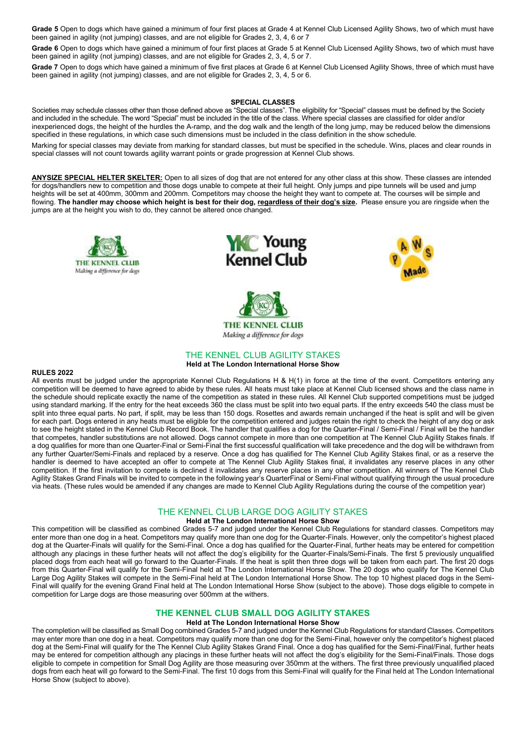**Grade 5** Open to dogs which have gained a minimum of four first places at Grade 4 at Kennel Club Licensed Agility Shows, two of which must have been gained in agility (not jumping) classes, and are not eligible for Grades 2, 3, 4, 6 or 7

**Grade 6** Open to dogs which have gained a minimum of four first places at Grade 5 at Kennel Club Licensed Agility Shows, two of which must have been gained in agility (not jumping) classes, and are not eligible for Grades 2, 3, 4, 5 or 7.

**Grade 7** Open to dogs which have gained a minimum of five first places at Grade 6 at Kennel Club Licensed Agility Shows, three of which must have been gained in agility (not jumping) classes, and are not eligible for Grades 2, 3, 4, 5 or 6.

### SPECIAL CLASSES

Societies may schedule classes other than those defined above as "Special classes". The eligibility for "Special" classes must be defined by the Society and included in the schedule. The word "Special" must be included in the title of the class. Where special classes are classified for older and/or inexperienced dogs, the height of the hurdles the A-ramp, and the dog walk and the length of the long jump, may be reduced below the dimensions specified in these regulations, in which case such dimensions must be included in the class definition in the show schedule.

Marking for special classes may deviate from marking for standard classes, but must be specified in the schedule. Wins, places and clear rounds in special classes will not count towards agility warrant points or grade progression at Kennel Club shows.

**ANYSIZE SPECIAL HELTER SKELTER:** Open to all sizes of dog that are not entered for any other class at this show. These classes are intended for dogs/handlers new to competition and those dogs unable to compete at their full height. Only jumps and pipe tunnels will be used and jump heights will be set at 400mm, 300mm and 200mm. Competitors may choose the height they want to compete at. The courses will be simple and flowing. **The handler may choose which height is best for their dog, regardless of their dog's size.** Please ensure you are ringside when the jumps are at the height you wish to do, they cannot be altered once changed.

THE KENNEL CLUB *Making a difference for dogs*

YKC Young Kennel Club

PAWS Made

THE KENNEL CLUB *Making a difference for dogs*

## THE KENNEL CLUB AGILITY STAKES

**Held at The London International Horse Show**

**RULES 2022**

All events must be judged under the appropriate Kennel Club Regulations H & H(1) in force at the time of the event. Competitors entering any competition will be deemed to have agreed to abide by these rules. All heats must take place at Kennel Club licensed shows and the class name in the schedule should replicate exactly the name of the competition as stated in these rules. All Kennel Club supported competitions must be judged using standard marking. If the entry for the heat exceeds 360 the class must be split into two equal parts. If the entry exceeds 540 the class must be split into three equal parts. No part, if split, may be less than 150 dogs. Rosettes and awards remain unchanged if the heat is split and will be given for each part. Dogs entered in any heats must be eligible for the competition entered and judges retain the right to check the height of any dog or ask to see the height stated in the Kennel Club Record Book. The handler that qualifies a dog for the Quarter-Final / Semi-Final / Final will be the handler that competes, handler substitutions are not allowed. Dogs cannot compete in more than one competition at The Kennel Club Agility Stakes finals. If a dog qualifies for more than one Quarter-Final or Semi-Final the first successful qualification will take precedence and the dog will be withdrawn from any further Quarter/Semi-Finals and replaced by a reserve. Once a dog has qualified for The Kennel Club Agility Stakes final, or as a reserve the handler is deemed to have accepted an offer to compete at The Kennel Club Agility Stakes final, it invalidates any reserve places in any other competition. If the first invitation to compete is declined it invalidates any reserve places in any other competition. All winners of The Kennel Club Agility Stakes Grand Finals will be invited to compete in the following year's QuarterFinal or Semi-Final without qualifying through the usual procedure via heats. (These rules would be amended if any changes are made to Kennel Club Agility Regulations during the course of the competition year)

## THE KENNEL CLUB LARGE DOG AGILITY STAKES

**Held at The London International Horse Show**

This competition will be classified as combined Grades 5-7 and judged under the Kennel Club Regulations for standard classes. Competitors may enter more than one dog in a heat. Competitors may qualify more than one dog for the Quarter-Finals. However, only the competitor's highest placed dog at the Quarter-Finals will qualify for the Semi-Final. Once a dog has qualified for the Quarter-Final, further heats may be entered for competition although any placings in these further heats will not affect the dog's eligibility for the Quarter-Finals/Semi-Finals. The first 5 previously unqualified placed dogs from each heat will go forward to the Quarter-Finals. If the heat is split then three dogs will be taken from each part. The first 20 dogs from this Quarter-Final will qualify for the Semi-Final held at The London International Horse Show. The 20 dogs who qualify for The Kennel Club Large Dog Agility Stakes will compete in the Semi-Final held at The London International Horse Show. The top 10 highest placed dogs in the Semi-Final will qualify for the evening Grand Final held at The London International Horse Show (subject to the above). Those dogs eligible to compete in competition for Large dogs are those measuring over 500mm at the withers.

## THE KENNEL CLUB SMALL DOG AGILITY STAKES

**Held at The London International Horse Show**

The completion will be classified as Small Dog combined Grades 5-7 and judged under the Kennel Club Regulations for standard Classes. Competitors may enter more than one dog in a heat. Competitors may qualify more than one dog for the Semi-Final, however only the competitor's highest placed dog at the Semi-Final will qualify for the The Kennel Club Agility Stakes Grand Final. Once a dog has qualified for the Semi-Final/Final, further heats may be entered for competition although any placings in these further heats will not affect the dog's eligibility for the Semi-Final/Finals. Those dogs eligible to compete in competition for Small Dog Agility are those measuring over 350mm at the withers. The first three previously unqualified placed dogs from each heat will go forward to the Semi-Final. The first 10 dogs from this Semi-Final will qualify for the Final held at The London International Horse Show (subject to above).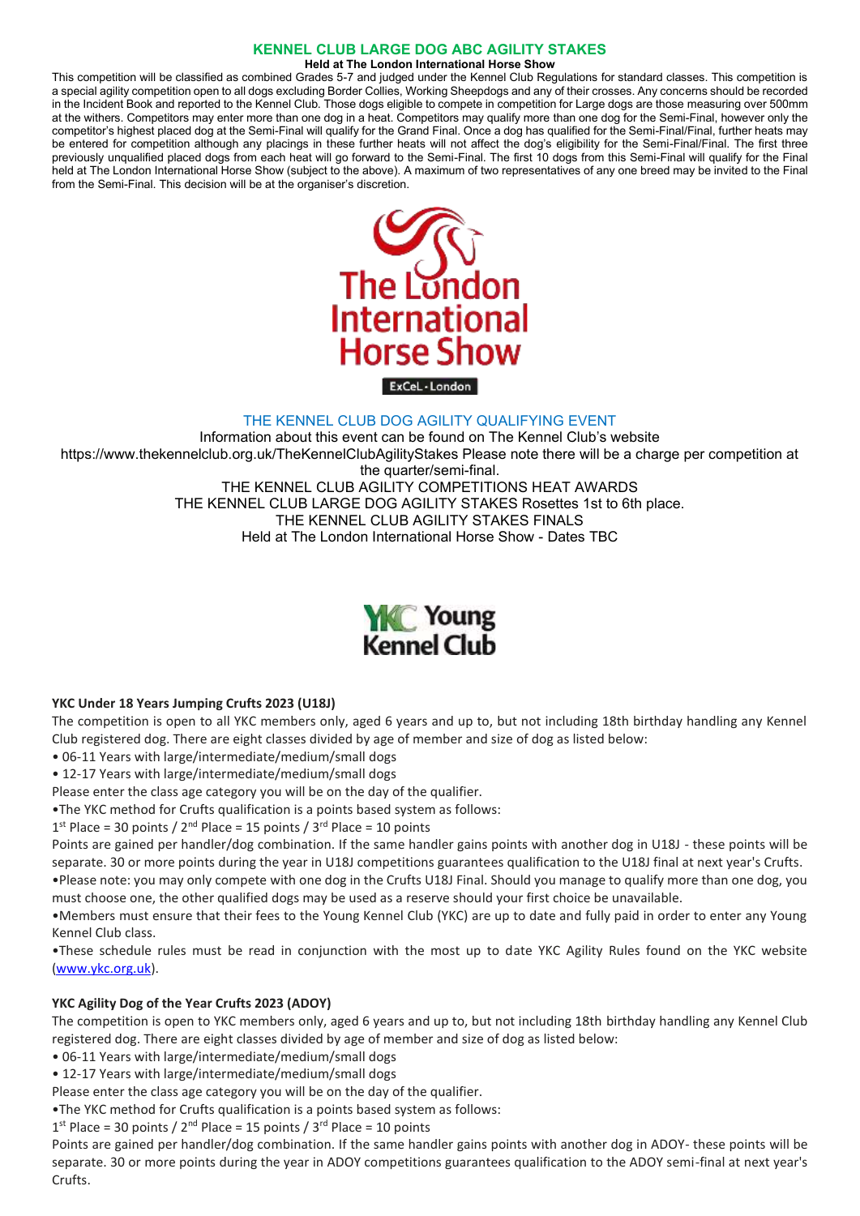## KENNEL CLUB LARGE DOG ABC AGILITY STAKES

**Held at The London International Horse Show**

This competition will be classified as combined Grades 5-7 and judged under the Kennel Club Regulations for standard classes. This competition is a special agility competition open to all dogs excluding Border Collies, Working Sheepdogs and any of their crosses. Any concerns should be recorded in the Incident Book and reported to the Kennel Club. Those dogs eligible to compete in competition for Large dogs are those measuring over 500mm at the withers. Competitors may enter more than one dog in a heat. Competitors may qualify more than one dog for the Semi-Final, however only the competitor's highest placed dog at the Semi-Final will qualify for the Grand Final. Once a dog has qualified for the Semi-Final/Final, further heats may be entered for competition although any placings in these further heats will not affect the dog's eligibility for the Semi-Final/Final. The first three previously unqualified placed dogs from each heat will go forward to the Semi-Final. The first 10 dogs from this Semi-Final will qualify for the Final held at The London International Horse Show (subject to the above). A maximum of two representatives of any one breed may be invited to the Final from the Semi-Final. This decision will be at the organiser's discretion.

The London International Horse Show

ExCeL · London

THE KENNEL CLUB DOG AGILITY QUALIFYING EVENT

Information about this event can be found on The Kennel Club's website https://www.thekennelclub.org.uk/TheKennelClubAgilityStakes Please note there will be a charge per competition at the quarter/semi-final.

THE KENNEL CLUB AGILITY COMPETITIONS HEAT AWARDS

THE KENNEL CLUB LARGE DOG AGILITY STAKES Rosettes 1st to 6th place.

THE KENNEL CLUB AGILITY STAKES FINALS

Held at The London International Horse Show - Dates TBC

YKC Young Kennel Club

### YKC Under 18 Years Jumping Crufts 2023 (U18J)

The competition is open to all YKC members only, aged 6 years and up to, but not including 18th birthday handling any Kennel Club registered dog. There are eight classes divided by age of member and size of dog as listed below:

- 06-11 Years with large/intermediate/medium/small dogs
- 12-17 Years with large/intermediate/medium/small dogs

Please enter the class age category you will be on the day of the qualifier.

- The YKC method for Crufts qualification is a points based system as follows:

1st Place = 30 points / 2nd Place = 15 points / 3rd Place = 10 points

Points are gained per handler/dog combination. If the same handler gains points with another dog in U18J - these points will be separate. 30 or more points during the year in U18J competitions guarantees qualification to the U18J final at next year's Crufts.

- Please note: you may only compete with one dog in the Crufts U18J Final. Should you manage to qualify more than one dog, you must choose one, the other qualified dogs may be used as a reserve should your first choice be unavailable.
- Members must ensure that their fees to the Young Kennel Club (YKC) are up to date and fully paid in order to enter any Young Kennel Club class.
- These schedule rules must be read in conjunction with the most up to date YKC Agility Rules found on the YKC website (www.ykc.org.uk).

### YKC Agility Dog of the Year Crufts 2023 (ADOY)

The competition is open to YKC members only, aged 6 years and up to, but not including 18th birthday handling any Kennel Club registered dog. There are eight classes divided by age of member and size of dog as listed below:

- 06-11 Years with large/intermediate/medium/small dogs
- 12-17 Years with large/intermediate/medium/small dogs

Please enter the class age category you will be on the day of the qualifier.

- The YKC method for Crufts qualification is a points based system as follows:

1st Place = 30 points / 2nd Place = 15 points / 3rd Place = 10 points

Points are gained per handler/dog combination. If the same handler gains points with another dog in ADOY- these points will be separate. 30 or more points during the year in ADOY competitions guarantees qualification to the ADOY semi-final at next year's Crufts.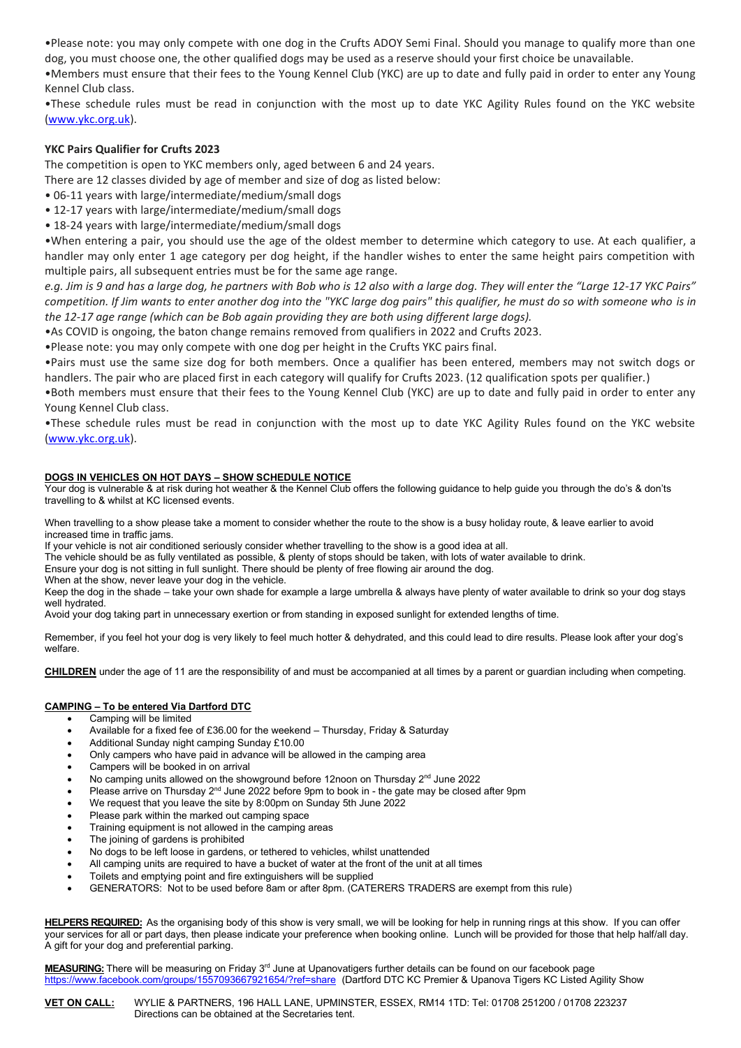•Please note: you may only compete with one dog in the Crufts ADOY Semi Final. Should you manage to qualify more than one dog, you must choose one, the other qualified dogs may be used as a reserve should your first choice be unavailable.

•Members must ensure that their fees to the Young Kennel Club (YKC) are up to date and fully paid in order to enter any Young Kennel Club class.

•These schedule rules must be read in conjunction with the most up to date YKC Agility Rules found on the YKC website (www.ykc.org.uk).

**YKC Pairs Qualifier for Crufts 2023**

The competition is open to YKC members only, aged between 6 and 24 years.

There are 12 classes divided by age of member and size of dog as listed below:

- 06-11 years with large/intermediate/medium/small dogs
- 12-17 years with large/intermediate/medium/small dogs
- 18-24 years with large/intermediate/medium/small dogs

•When entering a pair, you should use the age of the oldest member to determine which category to use. At each qualifier, a handler may only enter 1 age category per dog height, if the handler wishes to enter the same height pairs competition with multiple pairs, all subsequent entries must be for the same age range.

*e.g. Jim is 9 and has a large dog, he partners with Bob who is 12 also with a large dog. They will enter the "Large 12-17 YKC Pairs" competition. If Jim wants to enter another dog into the "YKC large dog pairs" this qualifier, he must do so with someone who is in the 12-17 age range (which can be Bob again providing they are both using different large dogs).*

•As COVID is ongoing, the baton change remains removed from qualifiers in 2022 and Crufts 2023.

•Please note: you may only compete with one dog per height in the Crufts YKC pairs final.

•Pairs must use the same size dog for both members. Once a qualifier has been entered, members may not switch dogs or handlers. The pair who are placed first in each category will qualify for Crufts 2023. (12 qualification spots per qualifier.)

•Both members must ensure that their fees to the Young Kennel Club (YKC) are up to date and fully paid in order to enter any Young Kennel Club class.

•These schedule rules must be read in conjunction with the most up to date YKC Agility Rules found on the YKC website (www.ykc.org.uk).

**DOGS IN VEHICLES ON HOT DAYS – SHOW SCHEDULE NOTICE**

Your dog is vulnerable & at risk during hot weather & the Kennel Club offers the following guidance to help guide you through the do's & don'ts travelling to & whilst at KC licensed events.

When travelling to a show please take a moment to consider whether the route to the show is a busy holiday route, & leave earlier to avoid increased time in traffic jams.

If your vehicle is not air conditioned seriously consider whether travelling to the show is a good idea at all.

The vehicle should be as fully ventilated as possible, & plenty of stops should be taken, with lots of water available to drink.

Ensure your dog is not sitting in full sunlight. There should be plenty of free flowing air around the dog.

When at the show, never leave your dog in the vehicle.

Keep the dog in the shade – take your own shade for example a large umbrella & always have plenty of water available to drink so your dog stays well hydrated.

Avoid your dog taking part in unnecessary exertion or from standing in exposed sunlight for extended lengths of time.

Remember, if you feel hot your dog is very likely to feel much hotter & dehydrated, and this could lead to dire results. Please look after your dog's welfare.

**CHILDREN** under the age of 11 are the responsibility of and must be accompanied at all times by a parent or guardian including when competing.

**CAMPING – To be entered Via Dartford DTC**

- Camping will be limited
- Available for a fixed fee of £36.00 for the weekend – Thursday, Friday & Saturday
- Additional Sunday night camping Sunday £10.00
- Only campers who have paid in advance will be allowed in the camping area
- Campers will be booked in on arrival
- No camping units allowed on the showground before 12noon on Thursday 2nd June 2022
- Please arrive on Thursday 2nd June 2022 before 9pm to book in - the gate may be closed after 9pm
- We request that you leave the site by 8:00pm on Sunday 5th June 2022
- Please park within the marked out camping space
- Training equipment is not allowed in the camping areas
- The joining of gardens is prohibited
- No dogs to be left loose in gardens, or tethered to vehicles, whilst unattended
- All camping units are required to have a bucket of water at the front of the unit at all times
- Toilets and emptying point and fire extinguishers will be supplied
- GENERATORS: Not to be used before 8am or after 8pm. (CATERERS TRADERS are exempt from this rule)

**HELPERS REQUIRED:** As the organising body of this show is very small, we will be looking for help in running rings at this show. If you can offer your services for all or part days, then please indicate your preference when booking online. Lunch will be provided for those that help half/all day. A gift for your dog and preferential parking.

**MEASURING:** There will be measuring on Friday 3rd June at Upanovatigers further details can be found on our facebook page https://www.facebook.com/groups/1557093667921654/?ref=share (Dartford DTC KC Premier & Upanova Tigers KC Listed Agility Show

**VET ON CALL:** WYLIE & PARTNERS, 196 HALL LANE, UPMINSTER, ESSEX, RM14 1TD: Tel: 01708 251200 / 01708 223237
Directions can be obtained at the Secretaries tent.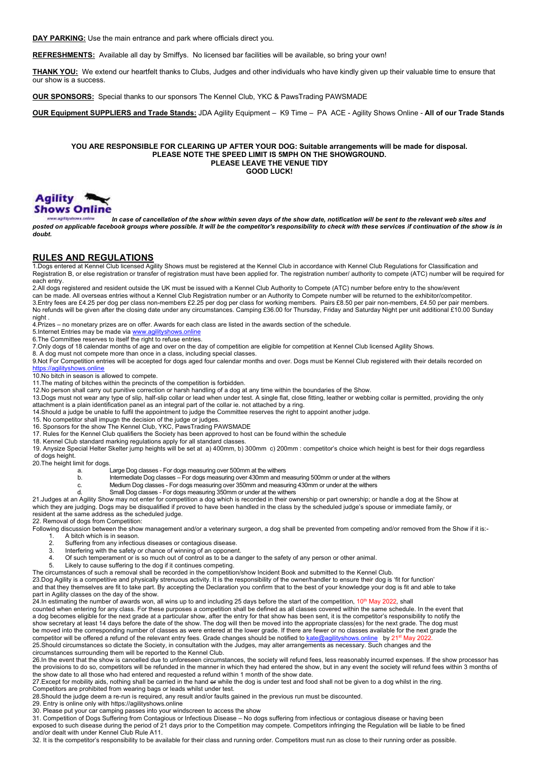**DAY PARKING:** Use the main entrance and park where officials direct you.

**REFRESHMENTS:** Available all day by Smiffys. No licensed bar facilities will be available, so bring your own!

**THANK YOU:** We extend our heartfelt thanks to Clubs, Judges and other individuals who have kindly given up their valuable time to ensure that our show is a success.

**OUR SPONSORS:** Special thanks to our sponsors The Kennel Club, YKC & PawsTrading PAWSMADE

**OUR Equipment SUPPLIERS and Trade Stands:** JDA Agility Equipment – K9 Time – PA ACE - Agility Shows Online - **All of our Trade Stands**

**YOU ARE RESPONSIBLE FOR CLEARING UP AFTER YOUR DOG: Suitable arrangements will be made for disposal.**
**PLEASE NOTE THE SPEED LIMIT IS 5MPH ON THE SHOWGROUND.**
**PLEASE LEAVE THE VENUE TIDY**
**GOOD LUCK!**

Agility Shows Online

***In case of cancellation of the show within seven days of the show date, notification will be sent to the relevant web sites and posted on applicable facebook groups where possible. It will be the competitor's responsibility to check with these services if continuation of the show is in doubt.***

## RULES AND REGULATIONS

1.Dogs entered at Kennel Club licensed Agility Shows must be registered at the Kennel Club in accordance with Kennel Club Regulations for Classification and Registration B, or else registration or transfer of registration must have been applied for. The registration number/ authority to compete (ATC) number will be required for each entry.

2.All dogs registered and resident outside the UK must be issued with a Kennel Club Authority to Compete (ATC) number before entry to the show/event can be made. All overseas entries without a Kennel Club Registration number or an Authority to Compete number will be returned to the exhibitor/competitor.

3.Entry fees are £4.25 per dog per class non-members £2.25 per dog per class for working members. Pairs £8.50 per pair non-members, £4.50 per pair members. No refunds will be given after the closing date under any circumstances. Camping £36.00 for Thursday, Friday and Saturday Night per unit additional £10.00 Sunday night .

4.Prizes – no monetary prizes are on offer. Awards for each class are listed in the awards section of the schedule.

5.Internet Entries may be made via www.agilityshows.online

6.The Committee reserves to itself the right to refuse entries.

7.Only dogs of 18 calendar months of age and over on the day of competition are eligible for competition at Kennel Club licensed Agility Shows.

8. A dog must not compete more than once in a class, including special classes.

9.Not For Competition entries will be accepted for dogs aged four calendar months and over. Dogs must be Kennel Club registered with their details recorded on https://agilityshows.online

10.No bitch in season is allowed to compete.

11.The mating of bitches within the precincts of the competition is forbidden.

12.No person shall carry out punitive correction or harsh handling of a dog at any time within the boundaries of the Show.

13.Dogs must not wear any type of slip, half-slip collar or lead when under test. A single flat, close fitting, leather or webbing collar is permitted, providing the only attachment is a plain identification panel as an integral part of the collar ie. not attached by a ring.

14.Should a judge be unable to fulfil the appointment to judge the Committee reserves the right to appoint another judge.

15. No competitor shall impugn the decision of the judge or judges.

16. Sponsors for the show The Kennel Club, YKC, PawsTrading PAWSMADE

17. Rules for the Kennel Club qualifiers the Society has been approved to host can be found within the schedule

18. Kennel Club standard marking regulations apply for all standard classes.

19. Anysize Special Helter Skelter jump heights will be set at a) 400mm, b) 300mm c) 200mm : competitor's choice which height is best for their dogs regardless of dogs height.

20.The height limit for dogs.

a. Large Dog classes - For dogs measuring over 500mm at the withers
b. Intermediate Dog classes – For dogs measuring over 430mm and measuring 500mm or under at the withers
c. Medium Dog classes - For dogs measuring over 350mm and measuring 430mm or under at the withers
d. Small Dog classes - For dogs measuring 350mm or under at the withers

21.Judges at an Agility Show may not enter for competition a dog which is recorded in their ownership or part ownership; or handle a dog at the Show at which they are judging. Dogs may be disqualified if proved to have been handled in the class by the scheduled judge's spouse or immediate family, or resident at the same address as the scheduled judge.

22. Removal of dogs from Competition:

Following discussion between the show management and/or a veterinary surgeon, a dog shall be prevented from competing and/or removed from the Show if it is:-

1. A bitch which is in season.
2. Suffering from any infectious diseases or contagious disease.
3. Interfering with the safety or chance of winning of an opponent.
4. Of such temperament or is so much out of control as to be a danger to the safety of any person or other animal.
5. Likely to cause suffering to the dog if it continues competing.

The circumstances of such a removal shall be recorded in the competition/show Incident Book and submitted to the Kennel Club.

23.Dog Agility is a competitive and physically strenuous activity. It is the responsibility of the owner/handler to ensure their dog is 'fit for function' and that they themselves are fit to take part. By accepting the Declaration you confirm that to the best of your knowledge your dog is fit and able to take part in Agility classes on the day of the show.

24.In estimating the number of awards won, all wins up to and including 25 days before the start of the competition, 10th May 2022, shall counted when entering for any class. For these purposes a competition shall be defined as all classes covered within the same schedule. In the event that a dog becomes eligible for the next grade at a particular show, after the entry for that show has been sent, it is the competitor's responsibility to notify the show secretary at least 14 days before the date of the show. The dog will then be moved into the appropriate class(es) for the next grade. The dog must be moved into the corresponding number of classes as were entered at the lower grade. If there are fewer or no classes available for the next grade the competitor will be offered a refund of the relevant entry fees. Grade changes should be notified to kate@agilityshows.online by 21st May 2022.

25.Should circumstances so dictate the Society, in consultation with the Judges, may alter arrangements as necessary. Such changes and the circumstances surrounding them will be reported to the Kennel Club.

26.In the event that the show is cancelled due to unforeseen circumstances, the society will refund fees, less reasonably incurred expenses. If the show processor has the provisions to do so, competitors will be refunded in the manner in which they had entered the show, but in any event the society will refund fees within 3 months of the show date to all those who had entered and requested a refund within 1 month of the show date.

27.Except for mobility aids, nothing shall be carried in the hand ~~or~~ while the dog is under test and food shall not be given to a dog whilst in the ring. Competitors are prohibited from wearing bags or leads whilst under test.

28.Should the judge deem a re-run is required, any result and/or faults gained in the previous run must be discounted.

29. Entry is online only with https://agilityshows.online

30. Please put your car camping passes into your windscreen to access the show

31. Competition of Dogs Suffering from Contagious or Infectious Disease – No dogs suffering from infectious or contagious disease or having been exposed to such disease during the period of 21 days prior to the Competition may compete. Competitors infringing the Regulation will be liable to be fined and/or dealt with under Kennel Club Rule A11.

32. It is the competitor's responsibility to be available for their class and running order. Competitors must run as close to their running order as possible.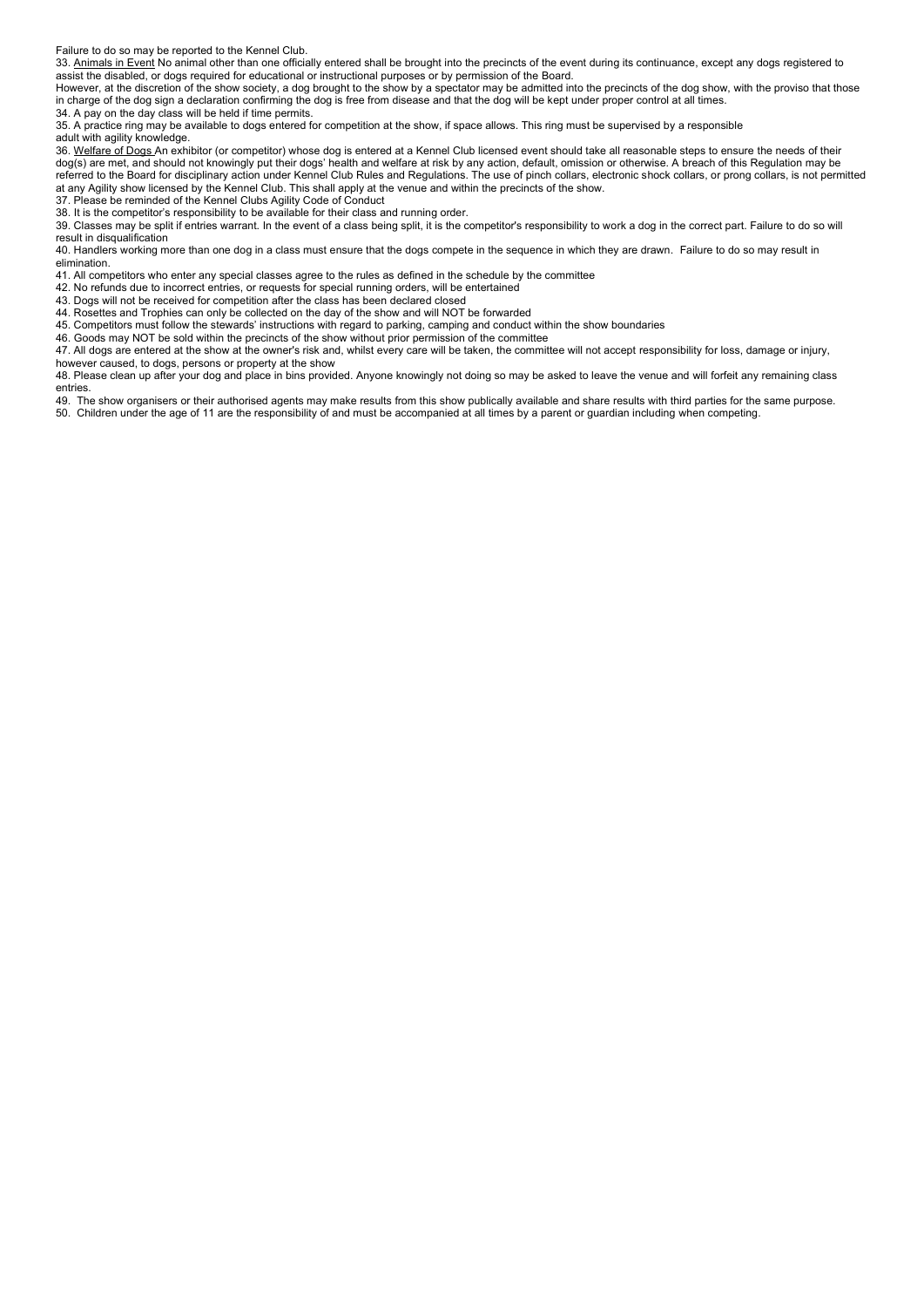Failure to do so may be reported to the Kennel Club.

33. Animals in Event No animal other than one officially entered shall be brought into the precincts of the event during its continuance, except any dogs registered to assist the disabled, or dogs required for educational or instructional purposes or by permission of the Board.

However, at the discretion of the show society, a dog brought to the show by a spectator may be admitted into the precincts of the dog show, with the proviso that those in charge of the dog sign a declaration confirming the dog is free from disease and that the dog will be kept under proper control at all times.

34. A pay on the day class will be held if time permits.

35. A practice ring may be available to dogs entered for competition at the show, if space allows. This ring must be supervised by a responsible adult with agility knowledge.

36. Welfare of Dogs An exhibitor (or competitor) whose dog is entered at a Kennel Club licensed event should take all reasonable steps to ensure the needs of their dog(s) are met, and should not knowingly put their dogs' health and welfare at risk by any action, default, omission or otherwise. A breach of this Regulation may be referred to the Board for disciplinary action under Kennel Club Rules and Regulations. The use of pinch collars, electronic shock collars, or prong collars, is not permitted at any Agility show licensed by the Kennel Club. This shall apply at the venue and within the precincts of the show.

37. Please be reminded of the Kennel Clubs Agility Code of Conduct

38. It is the competitor's responsibility to be available for their class and running order.

39. Classes may be split if entries warrant. In the event of a class being split, it is the competitor's responsibility to work a dog in the correct part. Failure to do so will result in disqualification

40. Handlers working more than one dog in a class must ensure that the dogs compete in the sequence in which they are drawn. Failure to do so may result in elimination.

41. All competitors who enter any special classes agree to the rules as defined in the schedule by the committee

42. No refunds due to incorrect entries, or requests for special running orders, will be entertained

43. Dogs will not be received for competition after the class has been declared closed

44. Rosettes and Trophies can only be collected on the day of the show and will NOT be forwarded

45. Competitors must follow the stewards' instructions with regard to parking, camping and conduct within the show boundaries

46. Goods may NOT be sold within the precincts of the show without prior permission of the committee

47. All dogs are entered at the show at the owner's risk and, whilst every care will be taken, the committee will not accept responsibility for loss, damage or injury, however caused, to dogs, persons or property at the show

48. Please clean up after your dog and place in bins provided. Anyone knowingly not doing so may be asked to leave the venue and will forfeit any remaining class entries.

49. The show organisers or their authorised agents may make results from this show publically available and share results with third parties for the same purpose.

50. Children under the age of 11 are the responsibility of and must be accompanied at all times by a parent or guardian including when competing.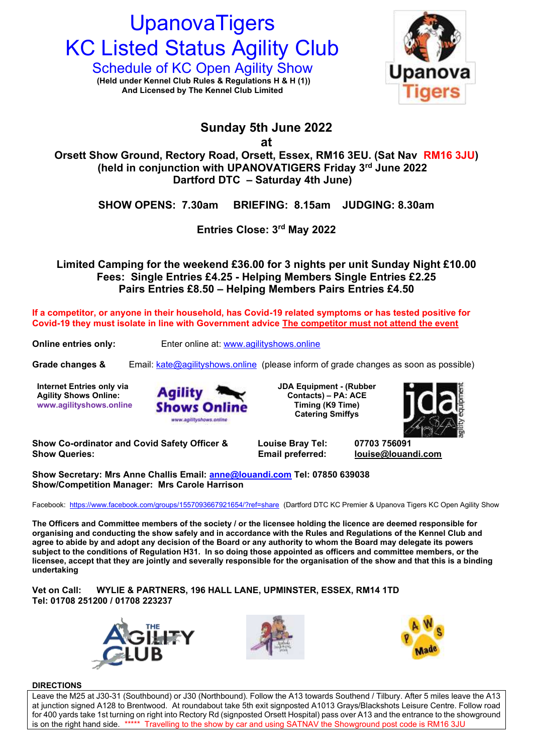# UpanovaTigers
# KC Listed Status Agility Club

## Schedule of KC Open Agility Show

**(Held under Kennel Club Rules & Regulations H & H (1))**
**And Licensed by The Kennel Club Limited**

**Sunday 5th June 2022**
**at**
**Orsett Show Ground, Rectory Road, Orsett, Essex, RM16 3EU. (Sat Nav RM16 3JU)**
**(held in conjunction with UPANOVATIGERS Friday 3rd June 2022**
**Dartford DTC – Saturday 4th June)**

**SHOW OPENS: 7.30am BRIEFING: 8.15am JUDGING: 8.30am**

**Entries Close: 3rd May 2022**

**Limited Camping for the weekend £36.00 for 3 nights per unit Sunday Night £10.00**
**Fees: Single Entries £4.25 - Helping Members Single Entries £2.25**
**Pairs Entries £8.50 – Helping Members Pairs Entries £4.50**

**If a competitor, or anyone in their household, has Covid-19 related symptoms or has tested positive for Covid-19 they must isolate in line with Government advice The competitor must not attend the event**

**Online entries only:** Enter online at: www.agilityshows.online

**Grade changes &** Email: kate@agilityshows.online (please inform of grade changes as soon as possible)

**Internet Entries only via Agility Shows Online:**
**www.agilityshows.online**

**JDA Equipment - (Rubber Contacts) – PA: ACE**
**Timing (K9 Time)**
**Catering Smiffys**

**Show Co-ordinator and Covid Safety Officer & Show Queries:** **Louise Bray Tel: 07703 756091**
**Email preferred: louise@louandi.com**

**Show Secretary: Mrs Anne Challis Email: anne@louandi.com Tel: 07850 639038**
**Show/Competition Manager: Mrs Carole Harrison**

Facebook: https://www.facebook.com/groups/1557093667921654/?ref=share (Dartford DTC KC Premier & Upanova Tigers KC Open Agility Show

**The Officers and Committee members of the society / or the licensee holding the licence are deemed responsible for organising and conducting the show safely and in accordance with the Rules and Regulations of the Kennel Club and agree to abide by and adopt any decision of the Board or any authority to whom the Board may delegate its powers subject to the conditions of Regulation H31. In so doing those appointed as officers and committee members, or the licensee, accept that they are jointly and severally responsible for the organisation of the show and that this is a binding undertaking**

**Vet on Call: WYLIE & PARTNERS, 196 HALL LANE, UPMINSTER, ESSEX, RM14 1TD**
**Tel: 01708 251200 / 01708 223237**

**DIRECTIONS**

Leave the M25 at J30-31 (Southbound) or J30 (Northbound). Follow the A13 towards Southend / Tilbury. After 5 miles leave the A13 at junction signed A128 to Brentwood. At roundabout take 5th exit signposted A1013 Grays/Blackshots Leisure Centre. Follow road for 400 yards take 1st turning on right into Rectory Rd (signposted Orsett Hospital) pass over A13 and the entrance to the showground is on the right hand side. ***** Travelling to the show by car and using SATNAV the Showground post code is RM16 3JU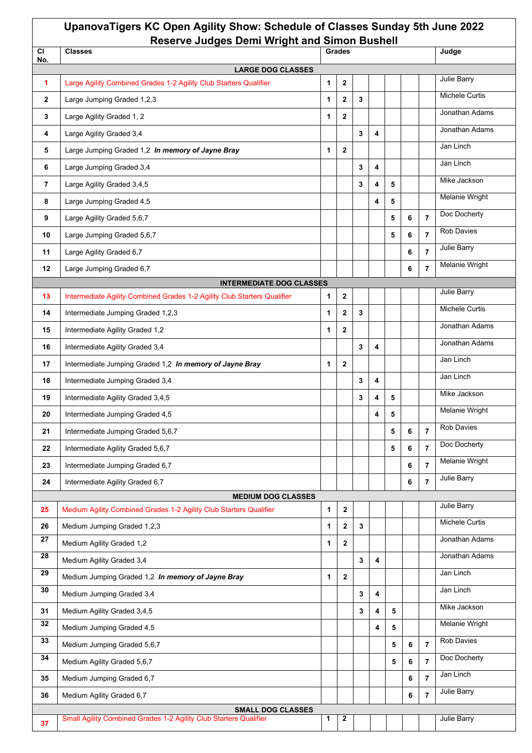# UpanovaTigers KC Open Agility Show: Schedule of Classes Sunday 5th June 2022
## Reserve Judges Demi Wright and Simon Bushell

| Cl No. | Classes | Grades | | | | | | | Judge |
|---|---|---|---|---|---|---|---|---|---|
| | **LARGE DOG CLASSES** | | | | | | | | |
| 1 | Large Agility Combined Grades 1-2 Agility Club Starters Qualifier | 1 | 2 | | | | | | Julie Barry |
| 2 | Large Jumping Graded 1,2,3 | 1 | 2 | 3 | | | | | Michele Curtis |
| 3 | Large Agility Graded 1, 2 | 1 | 2 | | | | | | Jonathan Adams |
| 4 | Large Agility Graded 3,4 | | | 3 | 4 | | | | Jonathan Adams |
| 5 | Large Jumping Graded 1,2 ***In memory of Jayne Bray*** | 1 | 2 | | | | | | Jan Linch |
| 6 | Large Jumping Graded 3,4 | | | 3 | 4 | | | | Jan Linch |
| 7 | Large Agility Graded 3,4,5 | | | 3 | 4 | 5 | | | Mike Jackson |
| 8 | Large Jumping Graded 4,5 | | | | 4 | 5 | | | Melanie Wright |
| 9 | Large Agility Graded 5,6,7 | | | | | 5 | 6 | 7 | Doc Docherty |
| 10 | Large Jumping Graded 5,6,7 | | | | | 5 | 6 | 7 | Rob Davies |
| 11 | Large Agility Graded 6,7 | | | | | | 6 | 7 | Julie Barry |
| 12 | Large Jumping Graded 6,7 | | | | | | 6 | 7 | Melanie Wright |
| | **INTERMEDIATE DOG CLASSES** | | | | | | | | |
| 13 | Intermediate Agility Combined Grades 1-2 Agility Club Starters Qualifier | 1 | 2 | | | | | | Julie Barry |
| 14 | Intermediate Jumping Graded 1,2,3 | 1 | 2 | 3 | | | | | Michele Curtis |
| 15 | Intermediate Agility Graded 1,2 | 1 | 2 | | | | | | Jonathan Adams |
| 16 | Intermediate Agility Graded 3,4 | | | 3 | 4 | | | | Jonathan Adams |
| 17 | Intermediate Jumping Graded 1,2 ***In memory of Jayne Bray*** | 1 | 2 | | | | | | Jan Linch |
| 18 | Intermediate Jumping Graded 3,4 | | | 3 | 4 | | | | Jan Linch |
| 19 | Intermediate Agility Graded 3,4,5 | | | 3 | 4 | 5 | | | Mike Jackson |
| 20 | Intermediate Jumping Graded 4,5 | | | | 4 | 5 | | | Melanie Wright |
| 21 | Intermediate Jumping Graded 5,6,7 | | | | | 5 | 6 | 7 | Rob Davies |
| 22 | Intermediate Agility Graded 5,6,7 | | | | | 5 | 6 | 7 | Doc Docherty |
| 23 | Intermediate Jumping Graded 6,7 | | | | | | 6 | 7 | Melanie Wright |
| 24 | Intermediate Agility Graded 6,7 | | | | | | 6 | 7 | Julie Barry |
| | **MEDIUM DOG CLASSES** | | | | | | | | |
| 25 | Medium Agility Combined Grades 1-2 Agility Club Starters Qualifier | 1 | 2 | | | | | | Julie Barry |
| 26 | Medium Jumping Graded 1,2,3 | 1 | 2 | 3 | | | | | Michele Curtis |
| 27 | Medium Agility Graded 1,2 | 1 | 2 | | | | | | Jonathan Adams |
| 28 | Medium Agility Graded 3,4 | | | 3 | 4 | | | | Jonathan Adams |
| 29 | Medium Jumping Graded 1,2 ***In memory of Jayne Bray*** | 1 | 2 | | | | | | Jan Linch |
| 30 | Medium Jumping Graded 3,4 | | | 3 | 4 | | | | Jan Linch |
| 31 | Medium Agility Graded 3,4,5 | | | 3 | 4 | 5 | | | Mike Jackson |
| 32 | Medium Jumping Graded 4,5 | | | | 4 | 5 | | | Melanie Wright |
| 33 | Medium Jumping Graded 5,6,7 | | | | | 5 | 6 | 7 | Rob Davies |
| 34 | Medium Agility Graded 5,6,7 | | | | | 5 | 6 | 7 | Doc Docherty |
| 35 | Medium Jumping Graded 6,7 | | | | | | 6 | 7 | Jan Linch |
| 36 | Medium Agility Graded 6,7 | | | | | | 6 | 7 | Julie Barry |
| | **SMALL DOG CLASSES** | | | | | | | | |
| 37 | Small Agility Combined Grades 1-2 Agility Club Starters Qualifier | 1 | 2 | | | | | | Julie Barry |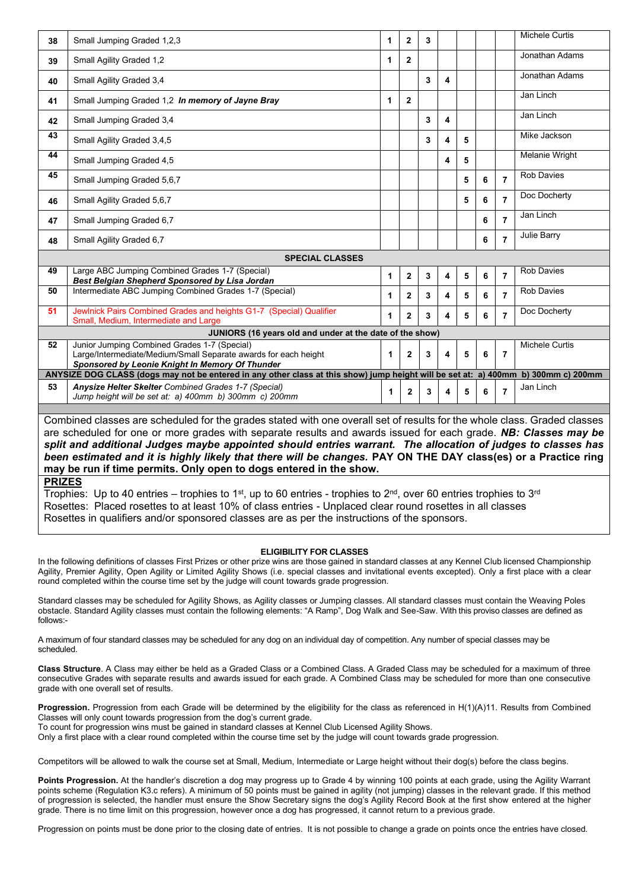| No. | Class | 1 | 2 | 3 | 4 | 5 | 6 | 7 | Judge |
|---|---|---|---|---|---|---|---|---|---|
| 38 | Small Jumping Graded 1,2,3 | 1 | 2 | 3 | | | | | Michele Curtis |
| 39 | Small Agility Graded 1,2 | 1 | 2 | | | | | | Jonathan Adams |
| 40 | Small Agility Graded 3,4 | | | 3 | 4 | | | | Jonathan Adams |
| 41 | Small Jumping Graded 1,2 ***In memory of Jayne Bray*** | 1 | 2 | | | | | | Jan Linch |
| 42 | Small Jumping Graded 3,4 | | | 3 | 4 | | | | Jan Linch |
| 43 | Small Agility Graded 3,4,5 | | | 3 | 4 | 5 | | | Mike Jackson |
| 44 | Small Jumping Graded 4,5 | | | | 4 | 5 | | | Melanie Wright |
| 45 | Small Jumping Graded 5,6,7 | | | | | 5 | 6 | 7 | Rob Davies |
| 46 | Small Agility Graded 5,6,7 | | | | | 5 | 6 | 7 | Doc Docherty |
| 47 | Small Jumping Graded 6,7 | | | | | | 6 | 7 | Jan Linch |
| 48 | Small Agility Graded 6,7 | | | | | | 6 | 7 | Julie Barry |
| | **SPECIAL CLASSES** | | | | | | | | |
| 49 | Large ABC Jumping Combined Grades 1-7 (Special) ***Best Belgian Shepherd Sponsored by Lisa Jordan*** | 1 | 2 | 3 | 4 | 5 | 6 | 7 | Rob Davies |
| 50 | Intermediate ABC Jumping Combined Grades 1-7 (Special) | 1 | 2 | 3 | 4 | 5 | 6 | 7 | Rob Davies |
| 51 | Jewlnick Pairs Combined Grades and heights G1-7 (Special) Qualifier Small, Medium, Intermediate and Large | 1 | 2 | 3 | 4 | 5 | 6 | 7 | Doc Docherty |
| | **JUNIORS (16 years old and under at the date of the show)** | | | | | | | | |
| 52 | Junior Jumping Combined Grades 1-7 (Special) Large/Intermediate/Medium/Small Separate awards for each height ***Sponsored by Leonie Knight In Memory Of Thunder*** | 1 | 2 | 3 | 4 | 5 | 6 | 7 | Michele Curtis |
| | **ANYSIZE DOG CLASS (dogs may not be entered in any other class at this show) jump height will be set at: a) 400mm b) 300mm c) 200mm** | | | | | | | | |
| 53 | ***Anysize Helter Skelter*** *Combined Grades 1-7 (Special) Jump height will be set at: a) 400mm b) 300mm c) 200mm* | 1 | 2 | 3 | 4 | 5 | 6 | 7 | Jan Linch |

Combined classes are scheduled for the grades stated with one overall set of results for the whole class. Graded classes are scheduled for one or more grades with separate results and awards issued for each grade. ***NB: Classes may be split and additional Judges maybe appointed should entries warrant. The allocation of judges to classes has been estimated and it is highly likely that there will be changes.*** **PAY ON THE DAY class(es) or a Practice ring may be run if time permits. Only open to dogs entered in the show.**

**PRIZES**

Trophies: Up to 40 entries – trophies to 1st, up to 60 entries - trophies to 2nd, over 60 entries trophies to 3rd

Rosettes: Placed rosettes to at least 10% of class entries - Unplaced clear round rosettes in all classes

Rosettes in qualifiers and/or sponsored classes are as per the instructions of the sponsors.

**ELIGIBILITY FOR CLASSES**

In the following definitions of classes First Prizes or other prize wins are those gained in standard classes at any Kennel Club licensed Championship Agility, Premier Agility, Open Agility or Limited Agility Shows (i.e. special classes and invitational events excepted). Only a first place with a clear round completed within the course time set by the judge will count towards grade progression.

Standard classes may be scheduled for Agility Shows, as Agility classes or Jumping classes. All standard classes must contain the Weaving Poles obstacle. Standard Agility classes must contain the following elements: "A Ramp", Dog Walk and See-Saw. With this proviso classes are defined as follows:-

A maximum of four standard classes may be scheduled for any dog on an individual day of competition. Any number of special classes may be scheduled.

**Class Structure**. A Class may either be held as a Graded Class or a Combined Class. A Graded Class may be scheduled for a maximum of three consecutive Grades with separate results and awards issued for each grade. A Combined Class may be scheduled for more than one consecutive grade with one overall set of results.

**Progression.** Progression from each Grade will be determined by the eligibility for the class as referenced in H(1)(A)11. Results from Combined Classes will only count towards progression from the dog's current grade.
To count for progression wins must be gained in standard classes at Kennel Club Licensed Agility Shows.
Only a first place with a clear round completed within the course time set by the judge will count towards grade progression.

Competitors will be allowed to walk the course set at Small, Medium, Intermediate or Large height without their dog(s) before the class begins.

**Points Progression.** At the handler's discretion a dog may progress up to Grade 4 by winning 100 points at each grade, using the Agility Warrant points scheme (Regulation K3.c refers). A minimum of 50 points must be gained in agility (not jumping) classes in the relevant grade. If this method of progression is selected, the handler must ensure the Show Secretary signs the dog's Agility Record Book at the first show entered at the higher grade. There is no time limit on this progression, however once a dog has progressed, it cannot return to a previous grade.

Progression on points must be done prior to the closing date of entries. It is not possible to change a grade on points once the entries have closed.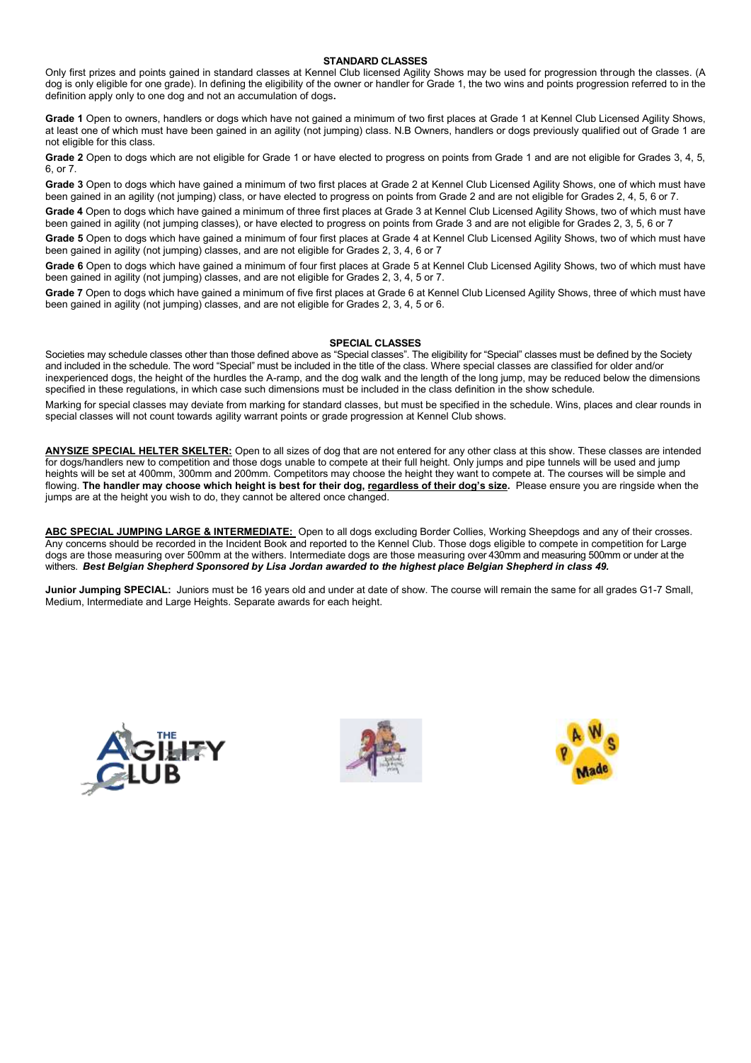## STANDARD CLASSES

Only first prizes and points gained in standard classes at Kennel Club licensed Agility Shows may be used for progression through the classes. (A dog is only eligible for one grade). In defining the eligibility of the owner or handler for Grade 1, the two wins and points progression referred to in the definition apply only to one dog and not an accumulation of dogs**.**

**Grade 1** Open to owners, handlers or dogs which have not gained a minimum of two first places at Grade 1 at Kennel Club Licensed Agility Shows, at least one of which must have been gained in an agility (not jumping) class. N.B Owners, handlers or dogs previously qualified out of Grade 1 are not eligible for this class.

**Grade 2** Open to dogs which are not eligible for Grade 1 or have elected to progress on points from Grade 1 and are not eligible for Grades 3, 4, 5, 6, or 7.

**Grade 3** Open to dogs which have gained a minimum of two first places at Grade 2 at Kennel Club Licensed Agility Shows, one of which must have been gained in an agility (not jumping) class, or have elected to progress on points from Grade 2 and are not eligible for Grades 2, 4, 5, 6 or 7.

**Grade 4** Open to dogs which have gained a minimum of three first places at Grade 3 at Kennel Club Licensed Agility Shows, two of which must have been gained in agility (not jumping classes), or have elected to progress on points from Grade 3 and are not eligible for Grades 2, 3, 5, 6 or 7

**Grade 5** Open to dogs which have gained a minimum of four first places at Grade 4 at Kennel Club Licensed Agility Shows, two of which must have been gained in agility (not jumping) classes, and are not eligible for Grades 2, 3, 4, 6 or 7

**Grade 6** Open to dogs which have gained a minimum of four first places at Grade 5 at Kennel Club Licensed Agility Shows, two of which must have been gained in agility (not jumping) classes, and are not eligible for Grades 2, 3, 4, 5 or 7.

**Grade 7** Open to dogs which have gained a minimum of five first places at Grade 6 at Kennel Club Licensed Agility Shows, three of which must have been gained in agility (not jumping) classes, and are not eligible for Grades 2, 3, 4, 5 or 6.

## SPECIAL CLASSES

Societies may schedule classes other than those defined above as "Special classes". The eligibility for "Special" classes must be defined by the Society and included in the schedule. The word "Special" must be included in the title of the class. Where special classes are classified for older and/or inexperienced dogs, the height of the hurdles the A-ramp, and the dog walk and the length of the long jump, may be reduced below the dimensions specified in these regulations, in which case such dimensions must be included in the class definition in the show schedule.

Marking for special classes may deviate from marking for standard classes, but must be specified in the schedule. Wins, places and clear rounds in special classes will not count towards agility warrant points or grade progression at Kennel Club shows.

**ANYSIZE SPECIAL HELTER SKELTER:** Open to all sizes of dog that are not entered for any other class at this show. These classes are intended for dogs/handlers new to competition and those dogs unable to compete at their full height. Only jumps and pipe tunnels will be used and jump heights will be set at 400mm, 300mm and 200mm. Competitors may choose the height they want to compete at. The courses will be simple and flowing. **The handler may choose which height is best for their dog, regardless of their dog's size.** Please ensure you are ringside when the jumps are at the height you wish to do, they cannot be altered once changed.

**ABC SPECIAL JUMPING LARGE & INTERMEDIATE:** Open to all dogs excluding Border Collies, Working Sheepdogs and any of their crosses. Any concerns should be recorded in the Incident Book and reported to the Kennel Club. Those dogs eligible to compete in competition for Large dogs are those measuring over 500mm at the withers. Intermediate dogs are those measuring over 430mm and measuring 500mm or under at the withers. ***Best Belgian Shepherd Sponsored by Lisa Jordan awarded to the highest place Belgian Shepherd in class 49.***

**Junior Jumping SPECIAL:** Juniors must be 16 years old and under at date of show. The course will remain the same for all grades G1-7 Small, Medium, Intermediate and Large Heights. Separate awards for each height.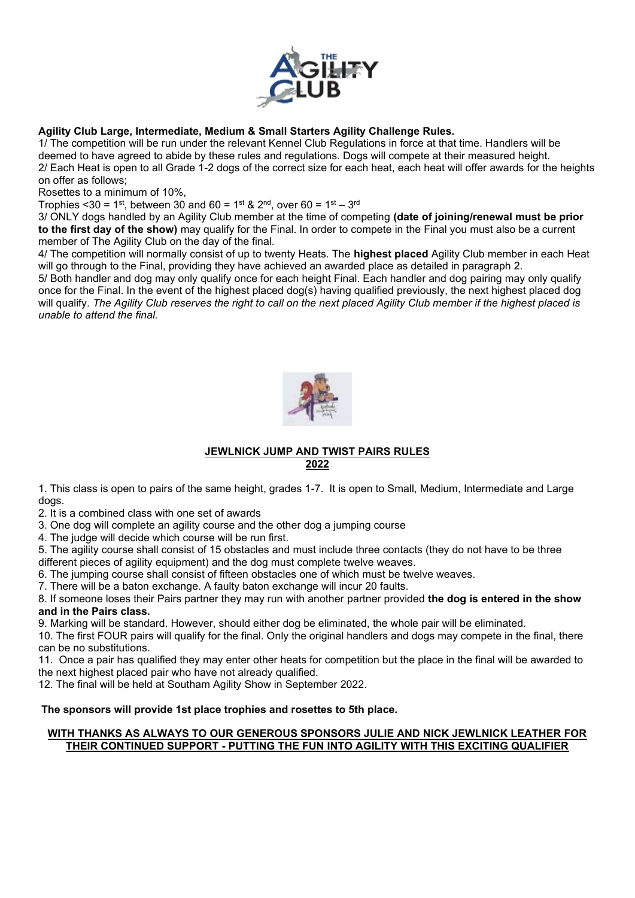**Agility Club Large, Intermediate, Medium & Small Starters Agility Challenge Rules.**

1/ The competition will be run under the relevant Kennel Club Regulations in force at that time. Handlers will be deemed to have agreed to abide by these rules and regulations. Dogs will compete at their measured height.

2/ Each Heat is open to all Grade 1-2 dogs of the correct size for each heat, each heat will offer awards for the heights on offer as follows;

Rosettes to a minimum of 10%,

Trophies <30 = 1st, between 30 and 60 = 1st & 2nd, over 60 = 1st – 3rd

3/ ONLY dogs handled by an Agility Club member at the time of competing **(date of joining/renewal must be prior to the first day of the show)** may qualify for the Final. In order to compete in the Final you must also be a current member of The Agility Club on the day of the final.

4/ The competition will normally consist of up to twenty Heats. The **highest placed** Agility Club member in each Heat will go through to the Final, providing they have achieved an awarded place as detailed in paragraph 2.

5/ Both handler and dog may only qualify once for each height Final. Each handler and dog pairing may only qualify once for the Final. In the event of the highest placed dog(s) having qualified previously, the next highest placed dog will qualify. *The Agility Club reserves the right to call on the next placed Agility Club member if the highest placed is unable to attend the final.*

## <u>JEWLNICK JUMP AND TWIST PAIRS RULES</u>
## <u>2022</u>

1. This class is open to pairs of the same height, grades 1-7. It is open to Small, Medium, Intermediate and Large dogs.
2. It is a combined class with one set of awards
3. One dog will complete an agility course and the other dog a jumping course
4. The judge will decide which course will be run first.
5. The agility course shall consist of 15 obstacles and must include three contacts (they do not have to be three different pieces of agility equipment) and the dog must complete twelve weaves.
6. The jumping course shall consist of fifteen obstacles one of which must be twelve weaves.
7. There will be a baton exchange. A faulty baton exchange will incur 20 faults.
8. If someone loses their Pairs partner they may run with another partner provided **the dog is entered in the show and in the Pairs class.**
9. Marking will be standard. However, should either dog be eliminated, the whole pair will be eliminated.
10. The first FOUR pairs will qualify for the final. Only the original handlers and dogs may compete in the final, there can be no substitutions.
11. Once a pair has qualified they may enter other heats for competition but the place in the final will be awarded to the next highest placed pair who have not already qualified.
12. The final will be held at Southam Agility Show in September 2022.

**The sponsors will provide 1st place trophies and rosettes to 5th place.**

**<u>WITH THANKS AS ALWAYS TO OUR GENEROUS SPONSORS JULIE AND NICK JEWLNICK LEATHER FOR THEIR CONTINUED SUPPORT - PUTTING THE FUN INTO AGILITY WITH THIS EXCITING QUALIFIER</u>**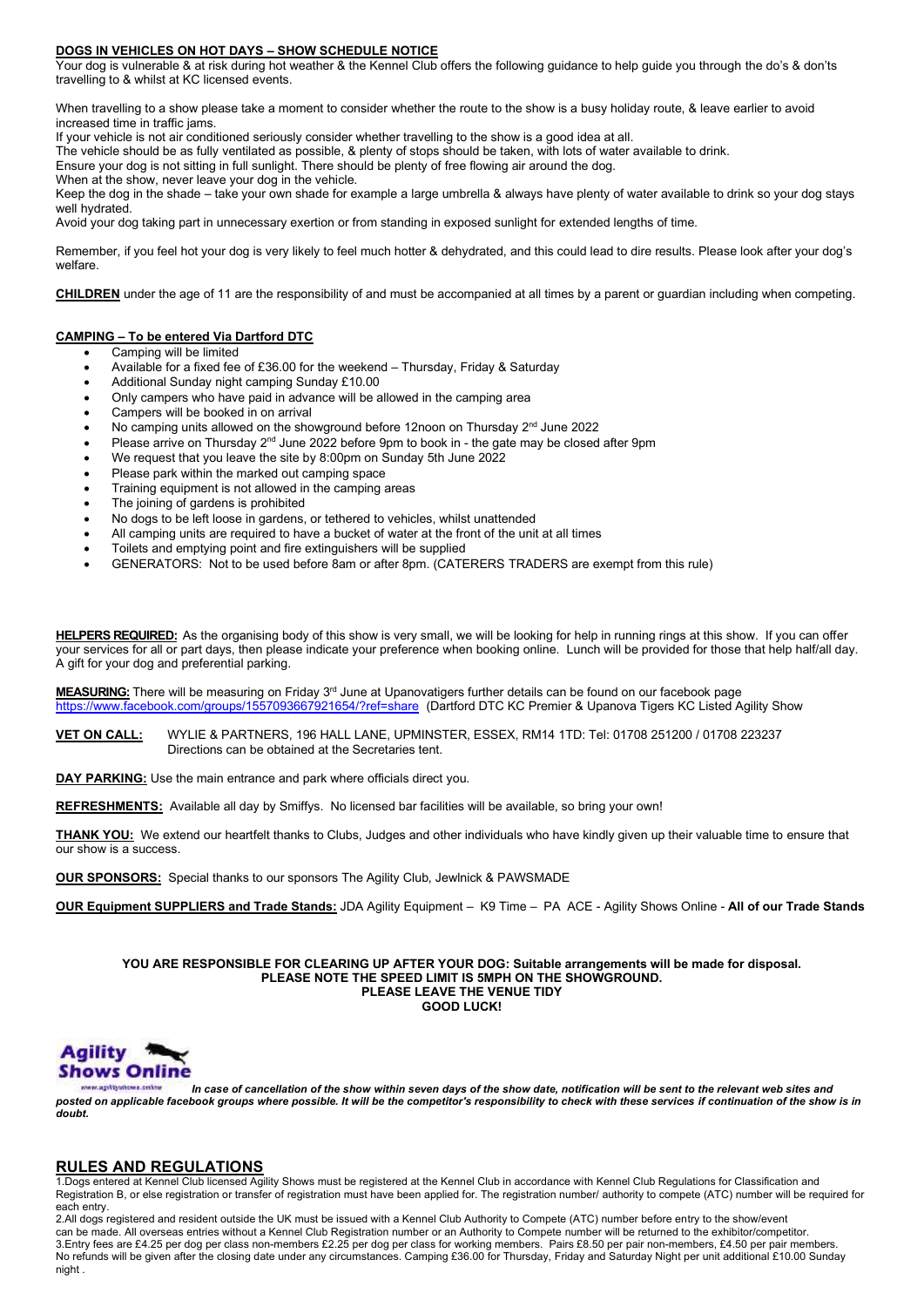**DOGS IN VEHICLES ON HOT DAYS – SHOW SCHEDULE NOTICE**

Your dog is vulnerable & at risk during hot weather & the Kennel Club offers the following guidance to help guide you through the do's & don'ts travelling to & whilst at KC licensed events.

When travelling to a show please take a moment to consider whether the route to the show is a busy holiday route, & leave earlier to avoid increased time in traffic jams.

If your vehicle is not air conditioned seriously consider whether travelling to the show is a good idea at all.

The vehicle should be as fully ventilated as possible, & plenty of stops should be taken, with lots of water available to drink.

Ensure your dog is not sitting in full sunlight. There should be plenty of free flowing air around the dog.

When at the show, never leave your dog in the vehicle.

Keep the dog in the shade – take your own shade for example a large umbrella & always have plenty of water available to drink so your dog stays well hydrated.

Avoid your dog taking part in unnecessary exertion or from standing in exposed sunlight for extended lengths of time.

Remember, if you feel hot your dog is very likely to feel much hotter & dehydrated, and this could lead to dire results. Please look after your dog's welfare.

**CHILDREN** under the age of 11 are the responsibility of and must be accompanied at all times by a parent or guardian including when competing.

**CAMPING – To be entered Via Dartford DTC**

- Camping will be limited
- Available for a fixed fee of £36.00 for the weekend – Thursday, Friday & Saturday
- Additional Sunday night camping Sunday £10.00
- Only campers who have paid in advance will be allowed in the camping area
- Campers will be booked in on arrival
- No camping units allowed on the showground before 12noon on Thursday 2nd June 2022
- Please arrive on Thursday 2nd June 2022 before 9pm to book in - the gate may be closed after 9pm
- We request that you leave the site by 8:00pm on Sunday 5th June 2022
- Please park within the marked out camping space
- Training equipment is not allowed in the camping areas
- The joining of gardens is prohibited
- No dogs to be left loose in gardens, or tethered to vehicles, whilst unattended
- All camping units are required to have a bucket of water at the front of the unit at all times
- Toilets and emptying point and fire extinguishers will be supplied
- GENERATORS: Not to be used before 8am or after 8pm. (CATERERS TRADERS are exempt from this rule)

**HELPERS REQUIRED:** As the organising body of this show is very small, we will be looking for help in running rings at this show. If you can offer your services for all or part days, then please indicate your preference when booking online. Lunch will be provided for those that help half/all day. A gift for your dog and preferential parking.

**MEASURING:** There will be measuring on Friday 3rd June at Upanovatigers further details can be found on our facebook page https://www.facebook.com/groups/1557093667921654/?ref=share (Dartford DTC KC Premier & Upanova Tigers KC Listed Agility Show

**VET ON CALL:** WYLIE & PARTNERS, 196 HALL LANE, UPMINSTER, ESSEX, RM14 1TD: Tel: 01708 251200 / 01708 223237
Directions can be obtained at the Secretaries tent.

**DAY PARKING:** Use the main entrance and park where officials direct you.

**REFRESHMENTS:** Available all day by Smiffys. No licensed bar facilities will be available, so bring your own!

**THANK YOU:** We extend our heartfelt thanks to Clubs, Judges and other individuals who have kindly given up their valuable time to ensure that our show is a success.

**OUR SPONSORS:** Special thanks to our sponsors The Agility Club, Jewlnick & PAWSMADE

**OUR Equipment SUPPLIERS and Trade Stands:** JDA Agility Equipment – K9 Time – PA ACE - Agility Shows Online - **All of our Trade Stands**

**YOU ARE RESPONSIBLE FOR CLEARING UP AFTER YOUR DOG: Suitable arrangements will be made for disposal.**
**PLEASE NOTE THE SPEED LIMIT IS 5MPH ON THE SHOWGROUND.**
**PLEASE LEAVE THE VENUE TIDY**
**GOOD LUCK!**

***In case of cancellation of the show within seven days of the show date, notification will be sent to the relevant web sites and posted on applicable facebook groups where possible. It will be the competitor's responsibility to check with these services if continuation of the show is in doubt.***

## RULES AND REGULATIONS

1.Dogs entered at Kennel Club licensed Agility Shows must be registered at the Kennel Club in accordance with Kennel Club Regulations for Classification and Registration B, or else registration or transfer of registration must have been applied for. The registration number/ authority to compete (ATC) number will be required for each entry.

2.All dogs registered and resident outside the UK must be issued with a Kennel Club Authority to Compete (ATC) number before entry to the show/event can be made. All overseas entries without a Kennel Club Registration number or an Authority to Compete number will be returned to the exhibitor/competitor.

3.Entry fees are £4.25 per dog per class non-members £2.25 per dog per class for working members. Pairs £8.50 per pair non-members, £4.50 per pair members. No refunds will be given after the closing date under any circumstances. Camping £36.00 for Thursday, Friday and Saturday Night per unit additional £10.00 Sunday night .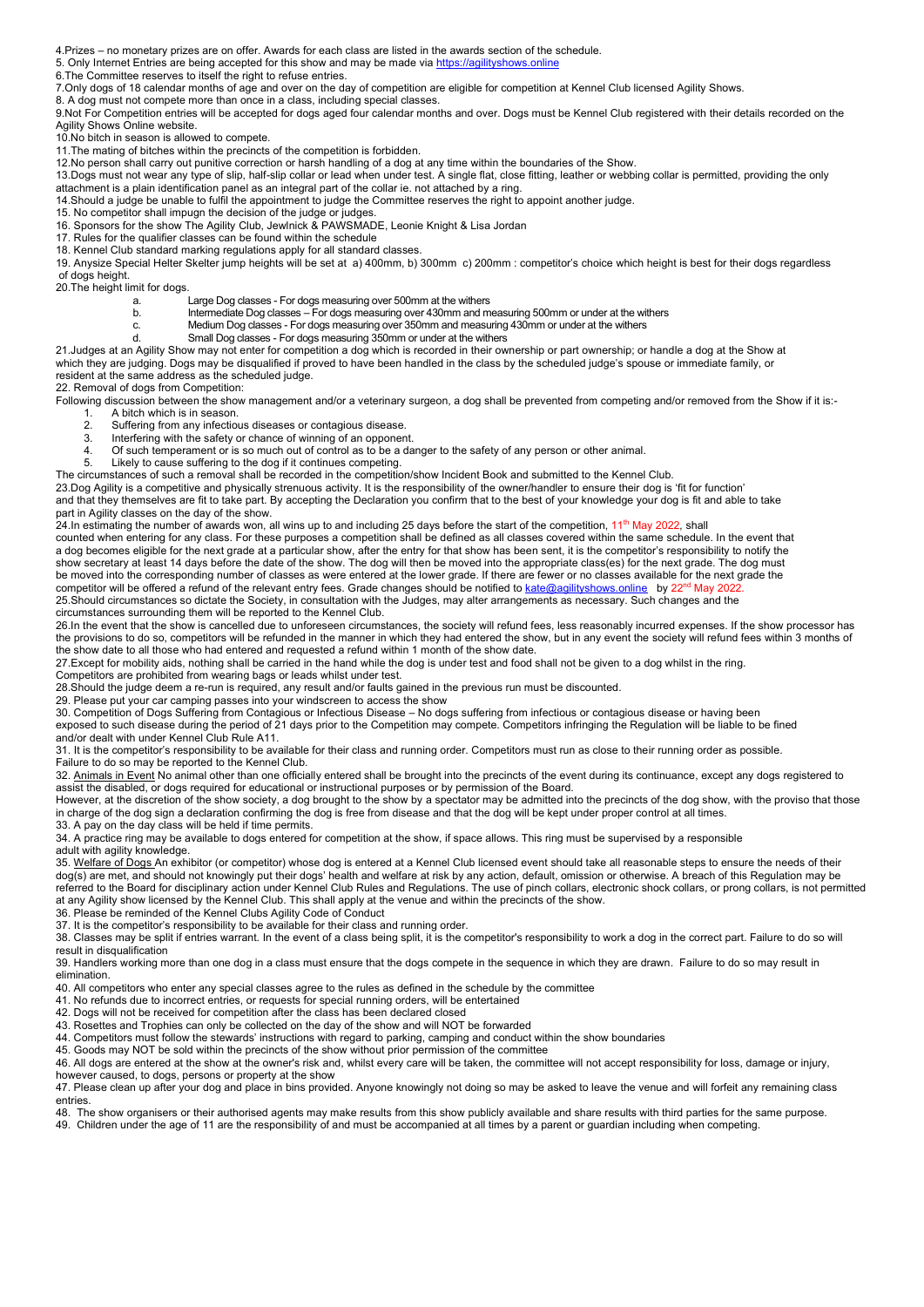4.Prizes – no monetary prizes are on offer. Awards for each class are listed in the awards section of the schedule.

5. Only Internet Entries are being accepted for this show and may be made via https://agilityshows.online

6.The Committee reserves to itself the right to refuse entries.

7.Only dogs of 18 calendar months of age and over on the day of competition are eligible for competition at Kennel Club licensed Agility Shows.

8. A dog must not compete more than once in a class, including special classes.

9.Not For Competition entries will be accepted for dogs aged four calendar months and over. Dogs must be Kennel Club registered with their details recorded on the Agility Shows Online website.

10.No bitch in season is allowed to compete.

11.The mating of bitches within the precincts of the competition is forbidden.

12.No person shall carry out punitive correction or harsh handling of a dog at any time within the boundaries of the Show.

13.Dogs must not wear any type of slip, half-slip collar or lead when under test. A single flat, close fitting, leather or webbing collar is permitted, providing the only attachment is a plain identification panel as an integral part of the collar ie. not attached by a ring.

14.Should a judge be unable to fulfil the appointment to judge the Committee reserves the right to appoint another judge.

15. No competitor shall impugn the decision of the judge or judges.

16. Sponsors for the show The Agility Club, Jewlnick & PAWSMADE, Leonie Knight & Lisa Jordan

17. Rules for the qualifier classes can be found within the schedule

18. Kennel Club standard marking regulations apply for all standard classes.

19. Anysize Special Helter Skelter jump heights will be set at a) 400mm, b) 300mm c) 200mm : competitor's choice which height is best for their dogs regardless of dogs height.

20.The height limit for dogs.

a. Large Dog classes - For dogs measuring over 500mm at the withers
b. Intermediate Dog classes – For dogs measuring over 430mm and measuring 500mm or under at the withers
c. Medium Dog classes - For dogs measuring over 350mm and measuring 430mm or under at the withers
d. Small Dog classes - For dogs measuring 350mm or under at the withers

21.Judges at an Agility Show may not enter for competition a dog which is recorded in their ownership or part ownership; or handle a dog at the Show at which they are judging. Dogs may be disqualified if proved to have been handled in the class by the scheduled judge's spouse or immediate family, or resident at the same address as the scheduled judge.

22. Removal of dogs from Competition:

Following discussion between the show management and/or a veterinary surgeon, a dog shall be prevented from competing and/or removed from the Show if it is:-

1. A bitch which is in season.
2. Suffering from any infectious diseases or contagious disease.
3. Interfering with the safety or chance of winning of an opponent.
4. Of such temperament or is so much out of control as to be a danger to the safety of any person or other animal.
5. Likely to cause suffering to the dog if it continues competing.

The circumstances of such a removal shall be recorded in the competition/show Incident Book and submitted to the Kennel Club.

23.Dog Agility is a competitive and physically strenuous activity. It is the responsibility of the owner/handler to ensure their dog is 'fit for function' and that they themselves are fit to take part. By accepting the Declaration you confirm that to the best of your knowledge your dog is fit and able to take part in Agility classes on the day of the show.

24.In estimating the number of awards won, all wins up to and including 25 days before the start of the competition, 11th May 2022, shall counted when entering for any class. For these purposes a competition shall be defined as all classes covered within the same schedule. In the event that a dog becomes eligible for the next grade at a particular show, after the entry for that show has been sent, it is the competitor's responsibility to notify the show secretary at least 14 days before the date of the show. The dog will then be moved into the appropriate class(es) for the next grade. The dog must be moved into the corresponding number of classes as were entered at the lower grade. If there are fewer or no classes available for the next grade the competitor will be offered a refund of the relevant entry fees. Grade changes should be notified to kate@agilityshows.online by 22nd May 2022.

25.Should circumstances so dictate the Society, in consultation with the Judges, may alter arrangements as necessary. Such changes and the circumstances surrounding them will be reported to the Kennel Club.

26.In the event that the show is cancelled due to unforeseen circumstances, the society will refund fees, less reasonably incurred expenses. If the show processor has the provisions to do so, competitors will be refunded in the manner in which they had entered the show, but in any event the society will refund fees within 3 months of the show date to all those who had entered and requested a refund within 1 month of the show date.

27.Except for mobility aids, nothing shall be carried in the hand while the dog is under test and food shall not be given to a dog whilst in the ring. Competitors are prohibited from wearing bags or leads whilst under test.

28.Should the judge deem a re-run is required, any result and/or faults gained in the previous run must be discounted.

29. Please put your car camping passes into your windscreen to access the show

30. Competition of Dogs Suffering from Contagious or Infectious Disease – No dogs suffering from infectious or contagious disease or having been exposed to such disease during the period of 21 days prior to the Competition may compete. Competitors infringing the Regulation will be liable to be fined and/or dealt with under Kennel Club Rule A11.

31. It is the competitor's responsibility to be available for their class and running order. Competitors must run as close to their running order as possible. Failure to do so may be reported to the Kennel Club.

32. Animals in Event No animal other than one officially entered shall be brought into the precincts of the event during its continuance, except any dogs registered to assist the disabled, or dogs required for educational or instructional purposes or by permission of the Board.

However, at the discretion of the show society, a dog brought to the show by a spectator may be admitted into the precincts of the dog show, with the proviso that those in charge of the dog sign a declaration confirming the dog is free from disease and that the dog will be kept under proper control at all times.

33. A pay on the day class will be held if time permits.

34. A practice ring may be available to dogs entered for competition at the show, if space allows. This ring must be supervised by a responsible adult with agility knowledge.

35. Welfare of Dogs An exhibitor (or competitor) whose dog is entered at a Kennel Club licensed event should take all reasonable steps to ensure the needs of their dog(s) are met, and should not knowingly put their dogs' health and welfare at risk by any action, default, omission or otherwise. A breach of this Regulation may be referred to the Board for disciplinary action under Kennel Club Rules and Regulations. The use of pinch collars, electronic shock collars, or prong collars, is not permitted at any Agility show licensed by the Kennel Club. This shall apply at the venue and within the precincts of the show.

36. Please be reminded of the Kennel Clubs Agility Code of Conduct

37. It is the competitor's responsibility to be available for their class and running order.

38. Classes may be split if entries warrant. In the event of a class being split, it is the competitor's responsibility to work a dog in the correct part. Failure to do so will result in disqualification

39. Handlers working more than one dog in a class must ensure that the dogs compete in the sequence in which they are drawn. Failure to do so may result in elimination.

40. All competitors who enter any special classes agree to the rules as defined in the schedule by the committee

41. No refunds due to incorrect entries, or requests for special running orders, will be entertained

42. Dogs will not be received for competition after the class has been declared closed

43. Rosettes and Trophies can only be collected on the day of the show and will NOT be forwarded

44. Competitors must follow the stewards' instructions with regard to parking, camping and conduct within the show boundaries

45. Goods may NOT be sold within the precincts of the show without prior permission of the committee

46. All dogs are entered at the show at the owner's risk and, whilst every care will be taken, the committee will not accept responsibility for loss, damage or injury, however caused, to dogs, persons or property at the show

47. Please clean up after your dog and place in bins provided. Anyone knowingly not doing so may be asked to leave the venue and will forfeit any remaining class entries.

48. The show organisers or their authorised agents may make results from this show publicly available and share results with third parties for the same purpose.

49. Children under the age of 11 are the responsibility of and must be accompanied at all times by a parent or guardian including when competing.